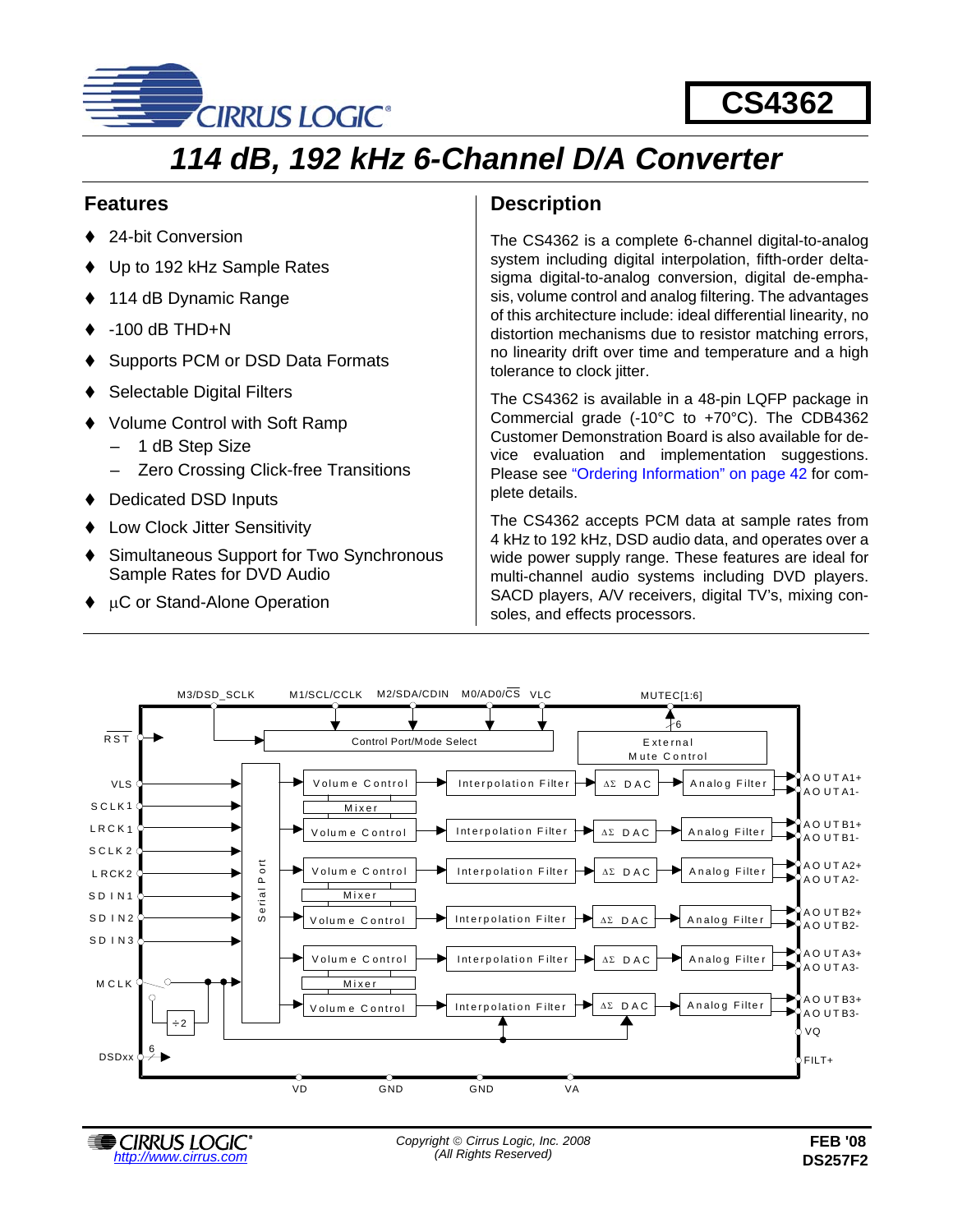# CS4362

# 114 dB, 192 kHz 6-Channel D/A Converter

## Features

- 24-bit Conversion
- Up to 192 kHz Sample Rates
- 114 dB Dynamic Range
- -100 dB THD+N
- Supports PCM or DSD Data Formats
- Selectable Digital Filters
- Volume Control with Soft Ramp
  - 1 dB Step Size
  - Zero Crossing Click-free Transitions
- Dedicated DSD Inputs
- Low Clock Jitter Sensitivity
- Simultaneous Support for Two Synchronous Sample Rates for DVD Audio
- µC or Stand-Alone Operation

## Description

The CS4362 is a complete 6-channel digital-to-analog system including digital interpolation, fifth-order delta-sigma digital-to-analog conversion, digital de-emphasis, volume control and analog filtering. The advantages of this architecture include: ideal differential linearity, no distortion mechanisms due to resistor matching errors, no linearity drift over time and temperature and a high tolerance to clock jitter.

The CS4362 is available in a 48-pin LQFP package in Commercial grade (-10°C to +70°C). The CDB4362 Customer Demonstration Board is also available for device evaluation and implementation suggestions. Please see "Ordering Information" on page 42 for complete details.

The CS4362 accepts PCM data at sample rates from 4 kHz to 192 kHz, DSD audio data, and operates over a wide power supply range. These features are ideal for multi-channel audio systems including DVD players. SACD players, A/V receivers, digital TV's, mixing consoles, and effects processors.

Copyright © Cirrus Logic, Inc. 2008 (All Rights Reserved)

FEB '08
DS257F2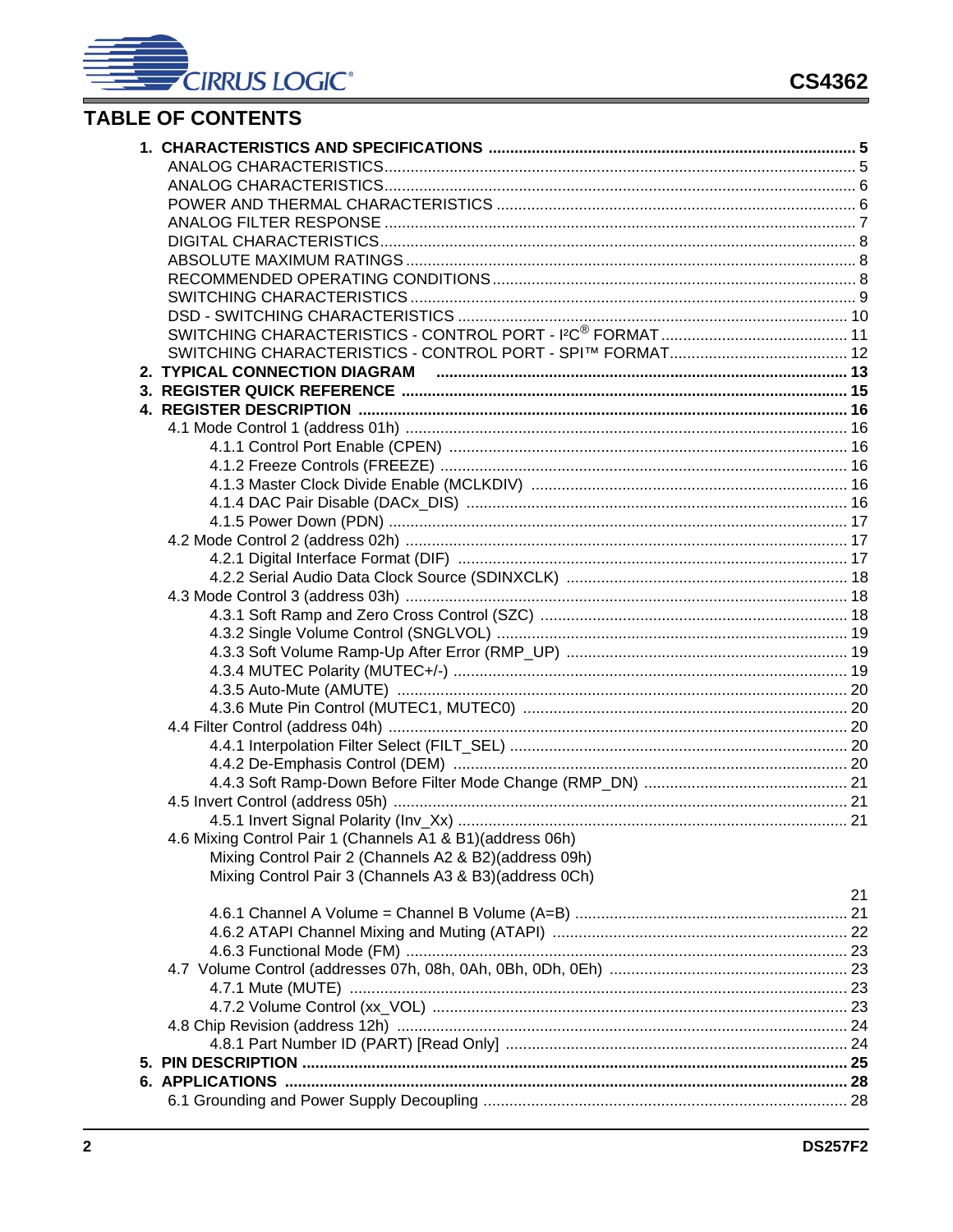## TABLE OF CONTENTS

- **1. CHARACTERISTICS AND SPECIFICATIONS** ..... **5**
  - ANALOG CHARACTERISTICS ..... 5
  - ANALOG CHARACTERISTICS ..... 6
  - POWER AND THERMAL CHARACTERISTICS ..... 6
  - ANALOG FILTER RESPONSE ..... 7
  - DIGITAL CHARACTERISTICS ..... 8
  - ABSOLUTE MAXIMUM RATINGS ..... 8
  - RECOMMENDED OPERATING CONDITIONS ..... 8
  - SWITCHING CHARACTERISTICS ..... 9
  - DSD - SWITCHING CHARACTERISTICS ..... 10
  - SWITCHING CHARACTERISTICS - CONTROL PORT - I²C® FORMAT ..... 11
  - SWITCHING CHARACTERISTICS - CONTROL PORT - SPI™ FORMAT ..... 12
- **2. TYPICAL CONNECTION DIAGRAM** ..... **13**
- **3. REGISTER QUICK REFERENCE** ..... **15**
- **4. REGISTER DESCRIPTION** ..... **16**
  - 4.1 Mode Control 1 (address 01h) ..... 16
    - 4.1.1 Control Port Enable (CPEN) ..... 16
    - 4.1.2 Freeze Controls (FREEZE) ..... 16
    - 4.1.3 Master Clock Divide Enable (MCLKDIV) ..... 16
    - 4.1.4 DAC Pair Disable (DACx_DIS) ..... 16
    - 4.1.5 Power Down (PDN) ..... 17
  - 4.2 Mode Control 2 (address 02h) ..... 17
    - 4.2.1 Digital Interface Format (DIF) ..... 17
    - 4.2.2 Serial Audio Data Clock Source (SDINXCLK) ..... 18
  - 4.3 Mode Control 3 (address 03h) ..... 18
    - 4.3.1 Soft Ramp and Zero Cross Control (SZC) ..... 18
    - 4.3.2 Single Volume Control (SNGLVOL) ..... 19
    - 4.3.3 Soft Volume Ramp-Up After Error (RMP_UP) ..... 19
    - 4.3.4 MUTEC Polarity (MUTEC+/-) ..... 19
    - 4.3.5 Auto-Mute (AMUTE) ..... 20
    - 4.3.6 Mute Pin Control (MUTEC1, MUTEC0) ..... 20
  - 4.4 Filter Control (address 04h) ..... 20
    - 4.4.1 Interpolation Filter Select (FILT_SEL) ..... 20
    - 4.4.2 De-Emphasis Control (DEM) ..... 20
    - 4.4.3 Soft Ramp-Down Before Filter Mode Change (RMP_DN) ..... 21
  - 4.5 Invert Control (address 05h) ..... 21
    - 4.5.1 Invert Signal Polarity (Inv_Xx) ..... 21
  - 4.6 Mixing Control Pair 1 (Channels A1 & B1)(address 06h)
    Mixing Control Pair 2 (Channels A2 & B2)(address 09h)
    Mixing Control Pair 3 (Channels A3 & B3)(address 0Ch) ..... 21
    - 4.6.1 Channel A Volume = Channel B Volume (A=B) ..... 21
    - 4.6.2 ATAPI Channel Mixing and Muting (ATAPI) ..... 22
    - 4.6.3 Functional Mode (FM) ..... 23
  - 4.7 Volume Control (addresses 07h, 08h, 0Ah, 0Bh, 0Dh, 0Eh) ..... 23
    - 4.7.1 Mute (MUTE) ..... 23
    - 4.7.2 Volume Control (xx_VOL) ..... 23
  - 4.8 Chip Revision (address 12h) ..... 24
    - 4.8.1 Part Number ID (PART) [Read Only] ..... 24
- **5. PIN DESCRIPTION** ..... **25**
- **6. APPLICATIONS** ..... **28**
  - 6.1 Grounding and Power Supply Decoupling ..... 28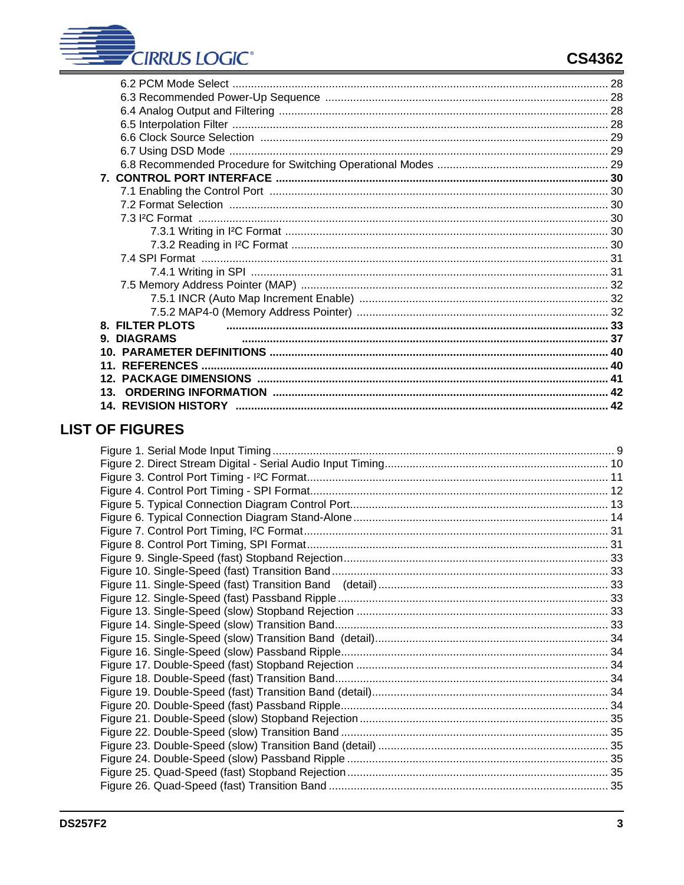6.2 PCM Mode Select ........................................................................................................................ 28
6.3 Recommended Power-Up Sequence .......................................................................................... 28
6.4 Analog Output and Filtering ......................................................................................................... 28
6.5 Interpolation Filter ........................................................................................................................ 28
6.6 Clock Source Selection ............................................................................................................... 29
6.7 Using DSD Mode ......................................................................................................................... 29
6.8 Recommended Procedure for Switching Operational Modes ...................................................... 29

**7. CONTROL PORT INTERFACE .......................................................................................................... 30**

7.1 Enabling the Control Port ............................................................................................................ 30
7.2 Format Selection ......................................................................................................................... 30
7.3 I²C Format ................................................................................................................................... 30
7.3.1 Writing in I²C Format ....................................................................................................... 30
7.3.2 Reading in I²C Format ..................................................................................................... 30
7.4 SPI Format .................................................................................................................................. 31
7.4.1 Writing in SPI .................................................................................................................. 31
7.5 Memory Address Pointer (MAP) .................................................................................................. 32
7.5.1 INCR (Auto Map Increment Enable) ............................................................................... 32
7.5.2 MAP4-0 (Memory Address Pointer) ................................................................................ 32

**8. FILTER PLOTS .......................................................................................................... 33**

**9. DIAGRAMS .................................................................................................................... 37**

**10. PARAMETER DEFINITIONS ............................................................................................................ 40**

**11. REFERENCES ................................................................................................................................. 40**

**12. PACKAGE DIMENSIONS ............................................................................................................... 41**

**13. ORDERING INFORMATION ........................................................................................................... 42**

**14. REVISION HISTORY ...................................................................................................................... 42**

## LIST OF FIGURES

Figure 1. Serial Mode Input Timing ............................................................................................................ 9
Figure 2. Direct Stream Digital - Serial Audio Input Timing....................................................................... 10
Figure 3. Control Port Timing - I²C Format................................................................................................ 11
Figure 4. Control Port Timing - SPI Format............................................................................................... 12
Figure 5. Typical Connection Diagram Control Port.................................................................................. 13
Figure 6. Typical Connection Diagram Stand-Alone ................................................................................. 14
Figure 7. Control Port Timing, I²C Format................................................................................................. 31
Figure 8. Control Port Timing, SPI Format................................................................................................ 31
Figure 9. Single-Speed (fast) Stopband Rejection.................................................................................... 33
Figure 10. Single-Speed (fast) Transition Band ........................................................................................ 33
Figure 11. Single-Speed (fast) Transition Band (detail) ........................................................................... 33
Figure 12. Single-Speed (fast) Passband Ripple ...................................................................................... 33
Figure 13. Single-Speed (slow) Stopband Rejection ................................................................................ 33
Figure 14. Single-Speed (slow) Transition Band....................................................................................... 33
Figure 15. Single-Speed (slow) Transition Band (detail)........................................................................... 34
Figure 16. Single-Speed (slow) Passband Ripple..................................................................................... 34
Figure 17. Double-Speed (fast) Stopband Rejection ................................................................................ 34
Figure 18. Double-Speed (fast) Transition Band....................................................................................... 34
Figure 19. Double-Speed (fast) Transition Band (detail)........................................................................... 34
Figure 20. Double-Speed (fast) Passband Ripple..................................................................................... 34
Figure 21. Double-Speed (slow) Stopband Rejection ............................................................................... 35
Figure 22. Double-Speed (slow) Transition Band ..................................................................................... 35
Figure 23. Double-Speed (slow) Transition Band (detail) ......................................................................... 35
Figure 24. Double-Speed (slow) Passband Ripple ................................................................................... 35
Figure 25. Quad-Speed (fast) Stopband Rejection ................................................................................... 35
Figure 26. Quad-Speed (fast) Transition Band ......................................................................................... 35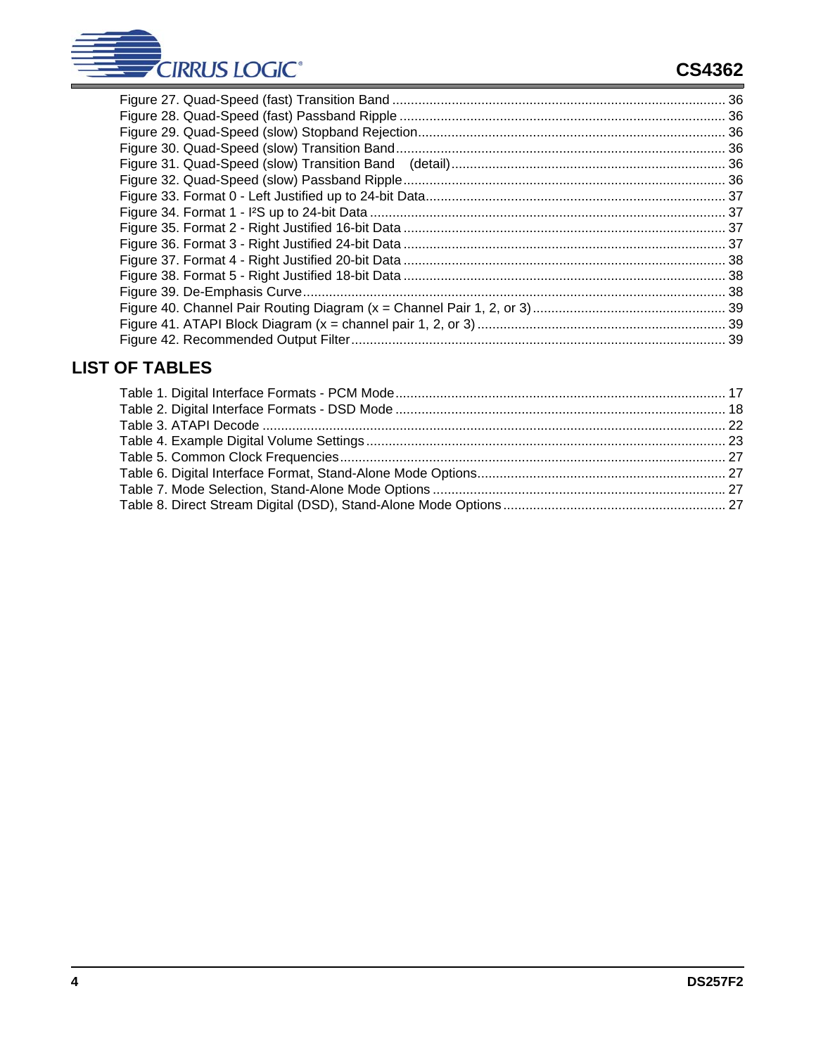Figure 27. Quad-Speed (fast) Transition Band ........................................................................................ 36
Figure 28. Quad-Speed (fast) Passband Ripple ....................................................................................... 36
Figure 29. Quad-Speed (slow) Stopband Rejection.................................................................................. 36
Figure 30. Quad-Speed (slow) Transition Band........................................................................................ 36
Figure 31. Quad-Speed (slow) Transition Band (detail).......................................................................... 36
Figure 32. Quad-Speed (slow) Passband Ripple...................................................................................... 36
Figure 33. Format 0 - Left Justified up to 24-bit Data................................................................................ 37
Figure 34. Format 1 - I²S up to 24-bit Data ............................................................................................... 37
Figure 35. Format 2 - Right Justified 16-bit Data ...................................................................................... 37
Figure 36. Format 3 - Right Justified 24-bit Data ...................................................................................... 37
Figure 37. Format 4 - Right Justified 20-bit Data ...................................................................................... 38
Figure 38. Format 5 - Right Justified 18-bit Data ...................................................................................... 38
Figure 39. De-Emphasis Curve................................................................................................................. 38
Figure 40. Channel Pair Routing Diagram (x = Channel Pair 1, 2, or 3).................................................... 39
Figure 41. ATAPI Block Diagram (x = channel pair 1, 2, or 3) .................................................................. 39
Figure 42. Recommended Output Filter.................................................................................................... 39

## LIST OF TABLES

Table 1. Digital Interface Formats - PCM Mode........................................................................................ 17
Table 2. Digital Interface Formats - DSD Mode ........................................................................................ 18
Table 3. ATAPI Decode ............................................................................................................................ 22
Table 4. Example Digital Volume Settings................................................................................................ 23
Table 5. Common Clock Frequencies....................................................................................................... 27
Table 6. Digital Interface Format, Stand-Alone Mode Options.................................................................. 27
Table 7. Mode Selection, Stand-Alone Mode Options .............................................................................. 27
Table 8. Direct Stream Digital (DSD), Stand-Alone Mode Options ............................................................ 27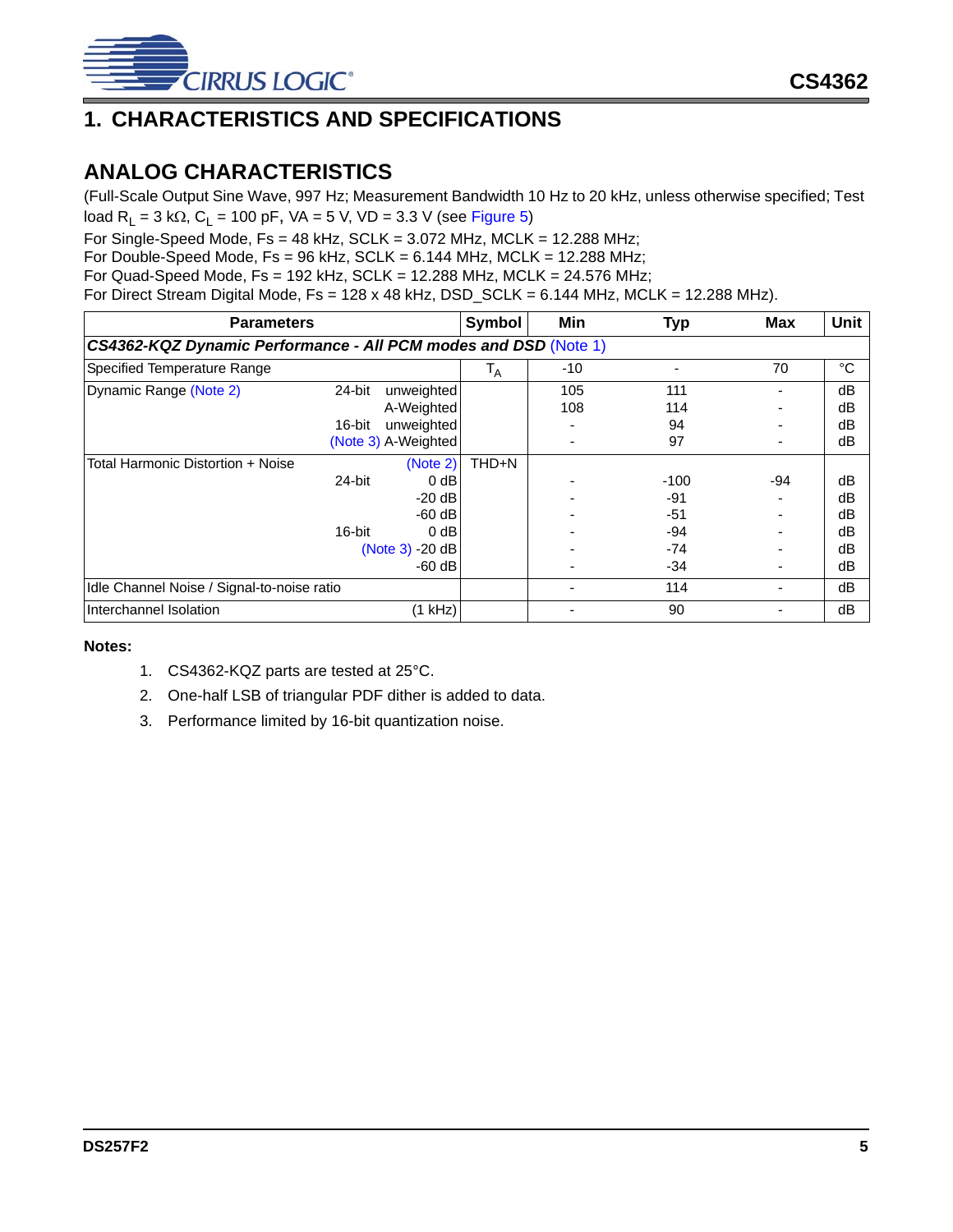# 1. CHARACTERISTICS AND SPECIFICATIONS

## ANALOG CHARACTERISTICS

(Full-Scale Output Sine Wave, 997 Hz; Measurement Bandwidth 10 Hz to 20 kHz, unless otherwise specified; Test load $R_L$ = 3 kΩ, $C_L$ = 100 pF, VA = 5 V, VD = 3.3 V (see Figure 5)

For Single-Speed Mode, Fs = 48 kHz, SCLK = 3.072 MHz, MCLK = 12.288 MHz;
For Double-Speed Mode, Fs = 96 kHz, SCLK = 6.144 MHz, MCLK = 12.288 MHz;
For Quad-Speed Mode, Fs = 192 kHz, SCLK = 12.288 MHz, MCLK = 24.576 MHz;
For Direct Stream Digital Mode, Fs = 128 x 48 kHz, DSD_SCLK = 6.144 MHz, MCLK = 12.288 MHz).

| Parameters | | | Symbol | Min | Typ | Max | Unit |
|---|---|---|---|---|---|---|---|
| ***CS4362-KQZ Dynamic Performance - All PCM modes and DSD*** (Note 1) | | | | | | | |
| Specified Temperature Range | | | $T_A$ | -10 | - | 70 | °C |
| Dynamic Range (Note 2) | 24-bit | unweighted | | 105 | 111 | - | dB |
| | | A-Weighted | | 108 | 114 | - | dB |
| | 16-bit | unweighted | | - | 94 | - | dB |
| | (Note 3) | A-Weighted | | - | 97 | - | dB |
| Total Harmonic Distortion + Noise | | (Note 2) | THD+N | | | | |
| | 24-bit | 0 dB | | - | -100 | -94 | dB |
| | | -20 dB | | - | -91 | - | dB |
| | | -60 dB | | - | -51 | - | dB |
| | 16-bit | 0 dB | | - | -94 | - | dB |
| | (Note 3) | -20 dB | | - | -74 | - | dB |
| | | -60 dB | | - | -34 | - | dB |
| Idle Channel Noise / Signal-to-noise ratio | | | | - | 114 | - | dB |
| Interchannel Isolation | | (1 kHz) | | - | 90 | - | dB |

**Notes:**

1. CS4362-KQZ parts are tested at 25°C.
2. One-half LSB of triangular PDF dither is added to data.
3. Performance limited by 16-bit quantization noise.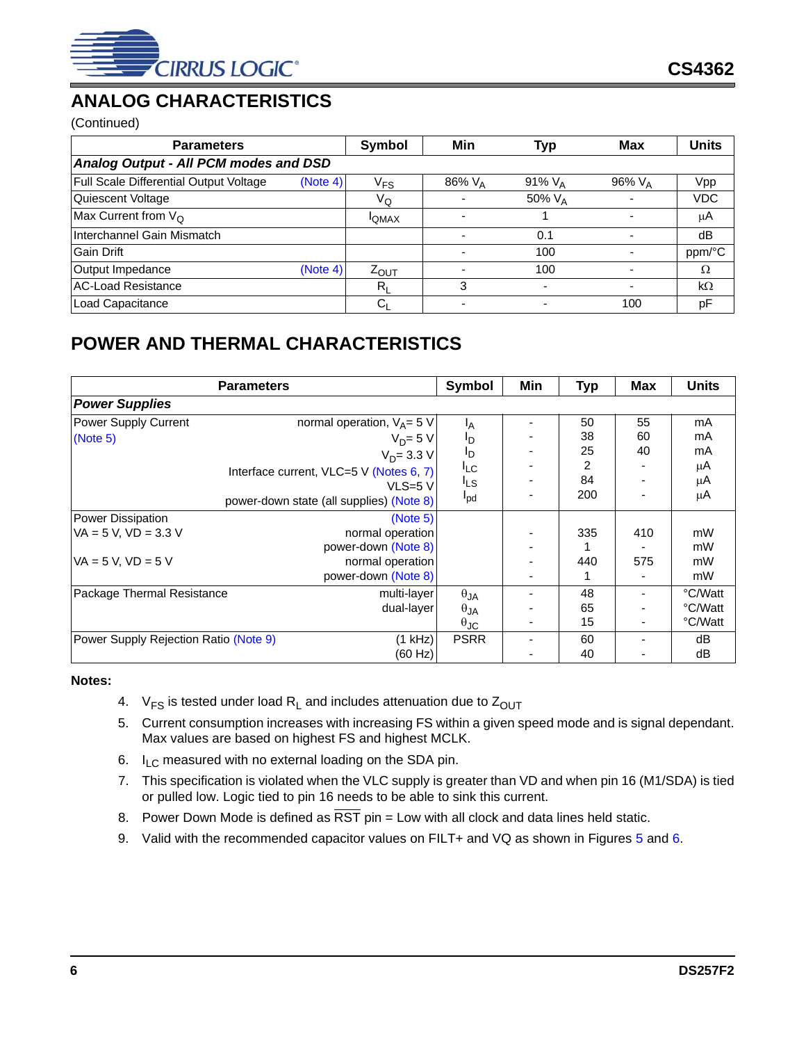## ANALOG CHARACTERISTICS

(Continued)

| Parameters | Symbol | Min | Typ | Max | Units |
|---|---|---|---|---|---|
| ***Analog Output - All PCM modes and DSD*** | | | | | |
| Full Scale Differential Output Voltage (Note 4) | $V_{FS}$ | 86% $V_A$ | 91% $V_A$ | 96% $V_A$ | Vpp |
| Quiescent Voltage | $V_Q$ | - | 50% $V_A$ | - | VDC |
| Max Current from $V_Q$ | $I_{QMAX}$ | - | 1 | - | µA |
| Interchannel Gain Mismatch | | - | 0.1 | - | dB |
| Gain Drift | | - | 100 | - | ppm/°C |
| Output Impedance (Note 4) | $Z_{OUT}$ | - | 100 | - | Ω |
| AC-Load Resistance | $R_L$ | 3 | - | - | kΩ |
| Load Capacitance | $C_L$ | - | - | 100 | pF |

## POWER AND THERMAL CHARACTERISTICS

| Parameters | | Symbol | Min | Typ | Max | Units |
|---|---|---|---|---|---|---|
| ***Power Supplies*** | | | | | | |
| Power Supply Current (Note 5) | normal operation, $V_A$= 5 V | $I_A$ | - | 50 | 55 | mA |
| | $V_D$= 5 V | $I_D$ | - | 38 | 60 | mA |
| | $V_D$= 3.3 V | $I_D$ | - | 25 | 40 | mA |
| | Interface current, VLC=5 V (Notes 6, 7) | $I_{LC}$ | - | 2 | - | µA |
| | VLS=5 V | $I_{LS}$ | - | 84 | - | µA |
| | power-down state (all supplies) (Note 8) | $I_{pd}$ | - | 200 | - | µA |
| Power Dissipation (Note 5) VA = 5 V, VD = 3.3 V | normal operation | | - | 335 | 410 | mW |
| | power-down (Note 8) | | - | 1 | - | mW |
| VA = 5 V, VD = 5 V | normal operation | | - | 440 | 575 | mW |
| | power-down (Note 8) | | - | 1 | - | mW |
| Package Thermal Resistance | multi-layer | $\theta_{JA}$ | - | 48 | - | °C/Watt |
| | dual-layer | $\theta_{JA}$ | - | 65 | - | °C/Watt |
| | | $\theta_{JC}$ | - | 15 | - | °C/Watt |
| Power Supply Rejection Ratio (Note 9) | (1 kHz) | PSRR | - | 60 | - | dB |
| | (60 Hz) | | - | 40 | - | dB |

**Notes:**

4. $V_{FS}$ is tested under load $R_L$ and includes attenuation due to $Z_{OUT}$
5. Current consumption increases with increasing FS within a given speed mode and is signal dependant. Max values are based on highest FS and highest MCLK.
6. $I_{LC}$ measured with no external loading on the SDA pin.
7. This specification is violated when the VLC supply is greater than VD and when pin 16 (M1/SDA) is tied or pulled low. Logic tied to pin 16 needs to be able to sink this current.
8. Power Down Mode is defined as $\overline{RST}$ pin = Low with all clock and data lines held static.
9. Valid with the recommended capacitor values on FILT+ and VQ as shown in Figures 5 and 6.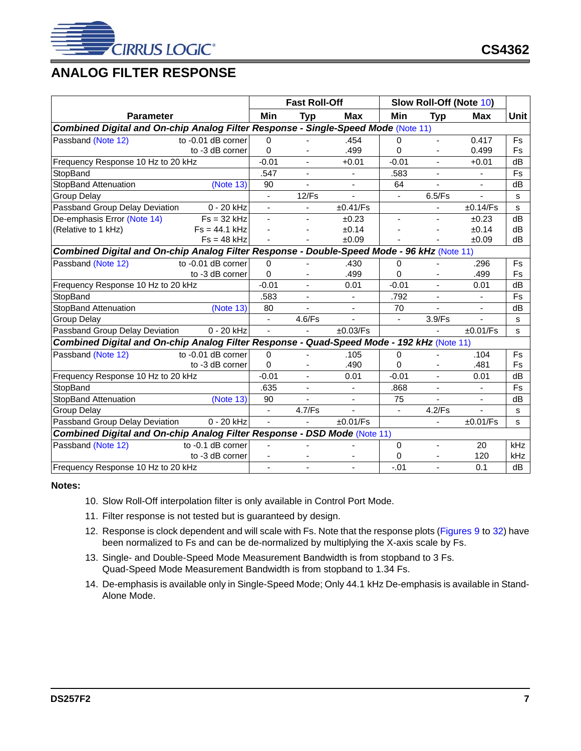## ANALOG FILTER RESPONSE

| Parameter | | Fast Roll-Off | | | Slow Roll-Off (Note 10) | | | Unit |
|---|---|---|---|---|---|---|---|---|
| | | Min | Typ | Max | Min | Typ | Max | |
| ***Combined Digital and On-chip Analog Filter Response - Single-Speed Mode*** (Note 11) | | | | | | | | |
| Passband (Note 12) | to -0.01 dB corner | 0 | - | .454 | 0 | - | 0.417 | Fs |
| | to -3 dB corner | 0 | - | .499 | 0 | - | 0.499 | Fs |
| Frequency Response 10 Hz to 20 kHz | | -0.01 | - | +0.01 | -0.01 | - | +0.01 | dB |
| StopBand | | .547 | - | - | .583 | - | - | Fs |
| StopBand Attenuation | (Note 13) | 90 | - | - | 64 | - | - | dB |
| Group Delay | | - | 12/Fs | - | - | 6.5/Fs | - | s |
| Passband Group Delay Deviation | 0 - 20 kHz | - | - | ±0.41/Fs | | - | ±0.14/Fs | s |
| De-emphasis Error (Note 14) | Fs = 32 kHz | - | - | ±0.23 | - | - | ±0.23 | dB |
| (Relative to 1 kHz) | Fs = 44.1 kHz | - | - | ±0.14 | - | - | ±0.14 | dB |
| | Fs = 48 kHz | - | - | ±0.09 | - | - | ±0.09 | dB |
| ***Combined Digital and On-chip Analog Filter Response - Double-Speed Mode - 96 kHz*** (Note 11) | | | | | | | | |
| Passband (Note 12) | to -0.01 dB corner | 0 | - | .430 | 0 | - | .296 | Fs |
| | to -3 dB corner | 0 | - | .499 | 0 | - | .499 | Fs |
| Frequency Response 10 Hz to 20 kHz | | -0.01 | - | 0.01 | -0.01 | - | 0.01 | dB |
| StopBand | | .583 | - | - | .792 | - | - | Fs |
| StopBand Attenuation | (Note 13) | 80 | - | - | 70 | - | - | dB |
| Group Delay | | - | 4.6/Fs | - | - | 3.9/Fs | - | s |
| Passband Group Delay Deviation | 0 - 20 kHz | - | - | ±0.03/Fs | | - | ±0.01/Fs | s |
| ***Combined Digital and On-chip Analog Filter Response - Quad-Speed Mode - 192 kHz*** (Note 11) | | | | | | | | |
| Passband (Note 12) | to -0.01 dB corner | 0 | - | .105 | 0 | - | .104 | Fs |
| | to -3 dB corner | 0 | - | .490 | 0 | - | .481 | Fs |
| Frequency Response 10 Hz to 20 kHz | | -0.01 | - | 0.01 | -0.01 | - | 0.01 | dB |
| StopBand | | .635 | - | - | .868 | - | - | Fs |
| StopBand Attenuation | (Note 13) | 90 | - | - | 75 | - | - | dB |
| Group Delay | | - | 4.7/Fs | - | - | 4.2/Fs | - | s |
| Passband Group Delay Deviation | 0 - 20 kHz | - | - | ±0.01/Fs | | - | ±0.01/Fs | s |
| ***Combined Digital and On-chip Analog Filter Response - DSD Mode*** (Note 11) | | | | | | | | |
| Passband (Note 12) | to -0.1 dB corner | - | - | - | 0 | - | 20 | kHz |
| | to -3 dB corner | - | - | - | 0 | - | 120 | kHz |
| Frequency Response 10 Hz to 20 kHz | | - | - | - | -.01 | - | 0.1 | dB |

**Notes:**

10. Slow Roll-Off interpolation filter is only available in Control Port Mode.
11. Filter response is not tested but is guaranteed by design.
12. Response is clock dependent and will scale with Fs. Note that the response plots (Figures 9 to 32) have been normalized to Fs and can be de-normalized by multiplying the X-axis scale by Fs.
13. Single- and Double-Speed Mode Measurement Bandwidth is from stopband to 3 Fs.
    Quad-Speed Mode Measurement Bandwidth is from stopband to 1.34 Fs.
14. De-emphasis is available only in Single-Speed Mode; Only 44.1 kHz De-emphasis is available in Stand-Alone Mode.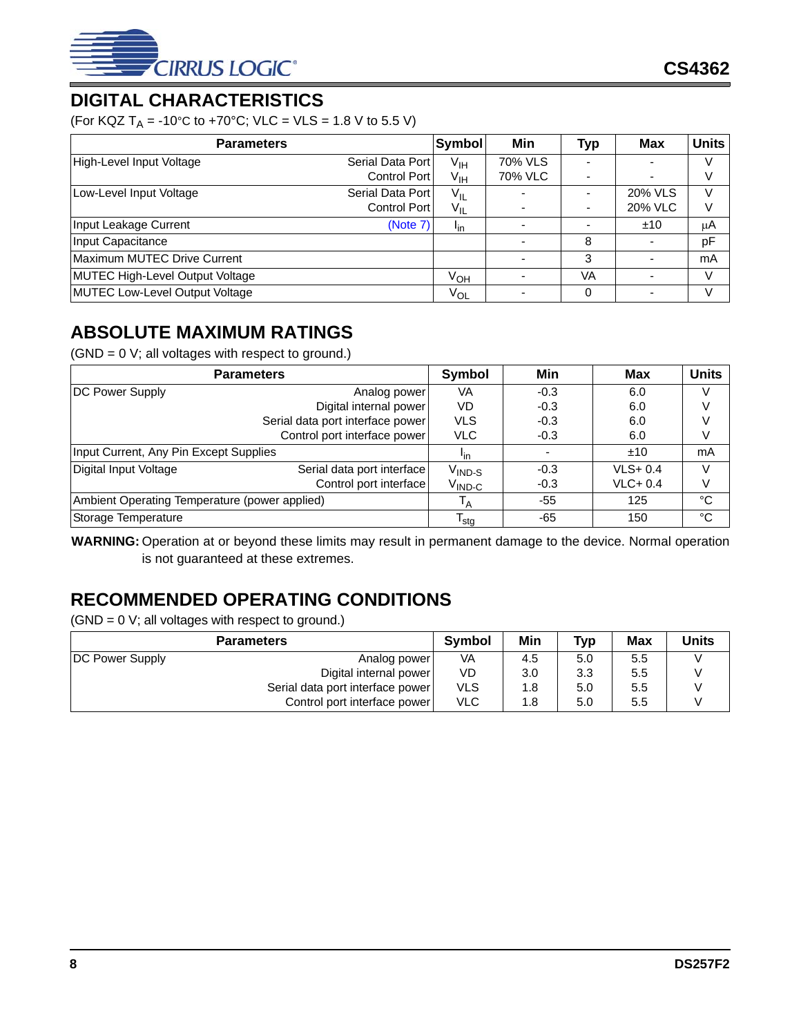## DIGITAL CHARACTERISTICS

(For KQZ $T_A$ = -10°C to +70°C; VLC = VLS = 1.8 V to 5.5 V)

| Parameters | | Symbol | Min | Typ | Max | Units |
|---|---|---|---|---|---|---|
| High-Level Input Voltage | Serial Data Port | $V_{IH}$ | 70% VLS | - | - | V |
| | Control Port | $V_{IH}$ | 70% VLC | - | - | V |
| Low-Level Input Voltage | Serial Data Port | $V_{IL}$ | - | - | 20% VLS | V |
| | Control Port | $V_{IL}$ | - | - | 20% VLC | V |
| Input Leakage Current | (Note 7) | $I_{in}$ | - | - | ±10 | µA |
| Input Capacitance | | | - | 8 | - | pF |
| Maximum MUTEC Drive Current | | | - | 3 | - | mA |
| MUTEC High-Level Output Voltage | | $V_{OH}$ | - | VA | - | V |
| MUTEC Low-Level Output Voltage | | $V_{OL}$ | - | 0 | - | V |

## ABSOLUTE MAXIMUM RATINGS

(GND = 0 V; all voltages with respect to ground.)

| Parameters | | Symbol | Min | Max | Units |
|---|---|---|---|---|---|
| DC Power Supply | Analog power | VA | -0.3 | 6.0 | V |
| | Digital internal power | VD | -0.3 | 6.0 | V |
| | Serial data port interface power | VLS | -0.3 | 6.0 | V |
| | Control port interface power | VLC | -0.3 | 6.0 | V |
| Input Current, Any Pin Except Supplies | | $I_{in}$ | - | ±10 | mA |
| Digital Input Voltage | Serial data port interface | $V_{IND-S}$ | -0.3 | VLS+ 0.4 | V |
| | Control port interface | $V_{IND-C}$ | -0.3 | VLC+ 0.4 | V |
| Ambient Operating Temperature (power applied) | | $T_A$ | -55 | 125 | °C |
| Storage Temperature | | $T_{stg}$ | -65 | 150 | °C |

**WARNING:** Operation at or beyond these limits may result in permanent damage to the device. Normal operation is not guaranteed at these extremes.

## RECOMMENDED OPERATING CONDITIONS

(GND = 0 V; all voltages with respect to ground.)

| Parameters | | Symbol | Min | Typ | Max | Units |
|---|---|---|---|---|---|---|
| DC Power Supply | Analog power | VA | 4.5 | 5.0 | 5.5 | V |
| | Digital internal power | VD | 3.0 | 3.3 | 5.5 | V |
| | Serial data port interface power | VLS | 1.8 | 5.0 | 5.5 | V |
| | Control port interface power | VLC | 1.8 | 5.0 | 5.5 | V |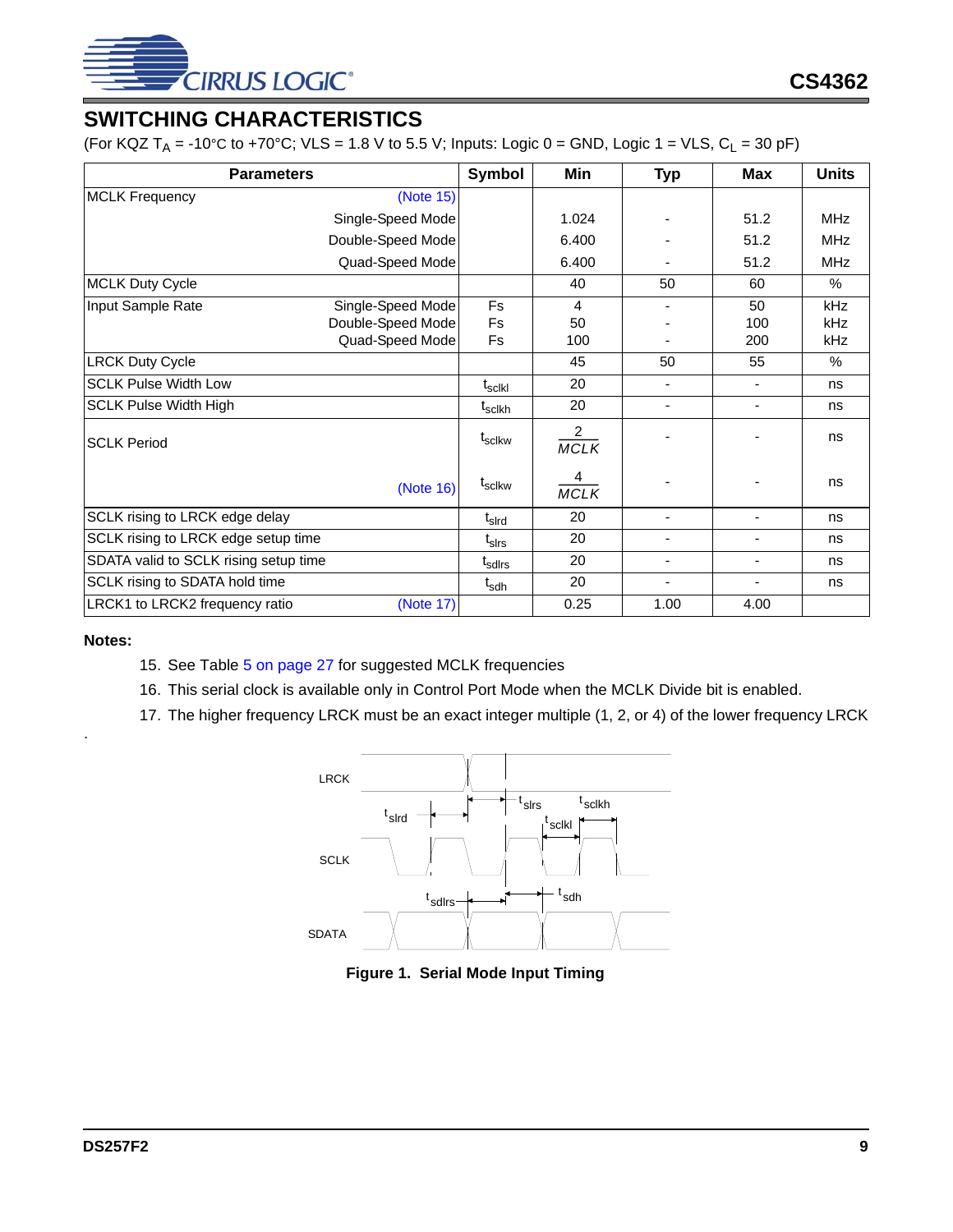## SWITCHING CHARACTERISTICS

(For KQZ $T_A$ = -10°C to +70°C; VLS = 1.8 V to 5.5 V; Inputs: Logic 0 = GND, Logic 1 = VLS, $C_L$ = 30 pF)

| Parameters | | Symbol | Min | Typ | Max | Units |
|---|---|---|---|---|---|---|
| MCLK Frequency | (Note 15) | | | | | |
| | Single-Speed Mode | | 1.024 | - | 51.2 | MHz |
| | Double-Speed Mode | | 6.400 | - | 51.2 | MHz |
| | Quad-Speed Mode | | 6.400 | - | 51.2 | MHz |
| MCLK Duty Cycle | | | 40 | 50 | 60 | % |
| Input Sample Rate | Single-Speed Mode | Fs | 4 | - | 50 | kHz |
| | Double-Speed Mode | Fs | 50 | - | 100 | kHz |
| | Quad-Speed Mode | Fs | 100 | - | 200 | kHz |
| LRCK Duty Cycle | | | 45 | 50 | 55 | % |
| SCLK Pulse Width Low | | $t_{sclkl}$ | 20 | - | - | ns |
| SCLK Pulse Width High | | $t_{sclkh}$ | 20 | - | - | ns |
| SCLK Period | | $t_{sclkw}$ | $\frac{2}{MCLK}$ | - | - | ns |
| | (Note 16) | $t_{sclkw}$ | $\frac{4}{MCLK}$ | - | - | ns |
| SCLK rising to LRCK edge delay | | $t_{slrd}$ | 20 | - | - | ns |
| SCLK rising to LRCK edge setup time | | $t_{slrs}$ | 20 | - | - | ns |
| SDATA valid to SCLK rising setup time | | $t_{sdlrs}$ | 20 | - | - | ns |
| SCLK rising to SDATA hold time | | $t_{sdh}$ | 20 | - | - | ns |
| LRCK1 to LRCK2 frequency ratio | (Note 17) | | 0.25 | 1.00 | 4.00 | |

**Notes:**

15. See Table 5 on page 27 for suggested MCLK frequencies
16. This serial clock is available only in Control Port Mode when the MCLK Divide bit is enabled.
17. The higher frequency LRCK must be an exact integer multiple (1, 2, or 4) of the lower frequency LRCK

**Figure 1. Serial Mode Input Timing**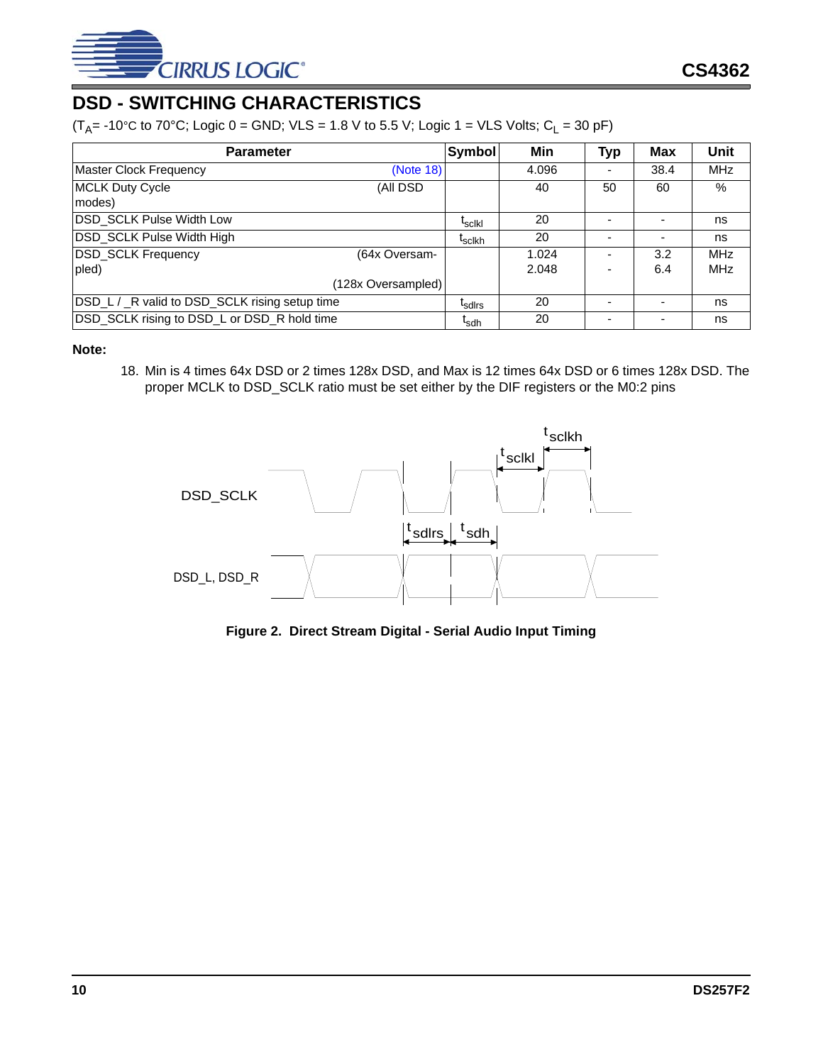## DSD - SWITCHING CHARACTERISTICS

($T_A$= -10°C to 70°C; Logic 0 = GND; VLS = 1.8 V to 5.5 V; Logic 1 = VLS Volts; $C_L$ = 30 pF)

| Parameter | | Symbol | Min | Typ | Max | Unit |
|---|---|---|---|---|---|---|
| Master Clock Frequency | (Note 18) | | 4.096 | - | 38.4 | MHz |
| MCLK Duty Cycle | (All DSD modes) | | 40 | 50 | 60 | % |
| DSD_SCLK Pulse Width Low | | $t_{sclkl}$ | 20 | - | - | ns |
| DSD_SCLK Pulse Width High | | $t_{sclkh}$ | 20 | - | - | ns |
| DSD_SCLK Frequency | (64x Oversampled) | | 1.024 | - | 3.2 | MHz |
| | (128x Oversampled) | | 2.048 | - | 6.4 | MHz |
| DSD_L / _R valid to DSD_SCLK rising setup time | | $t_{sdlrs}$ | 20 | - | - | ns |
| DSD_SCLK rising to DSD_L or DSD_R hold time | | $t_{sdh}$ | 20 | - | - | ns |

**Note:**

18. Min is 4 times 64x DSD or 2 times 128x DSD, and Max is 12 times 64x DSD or 6 times 128x DSD. The proper MCLK to DSD_SCLK ratio must be set either by the DIF registers or the M0:2 pins

**Figure 2. Direct Stream Digital - Serial Audio Input Timing**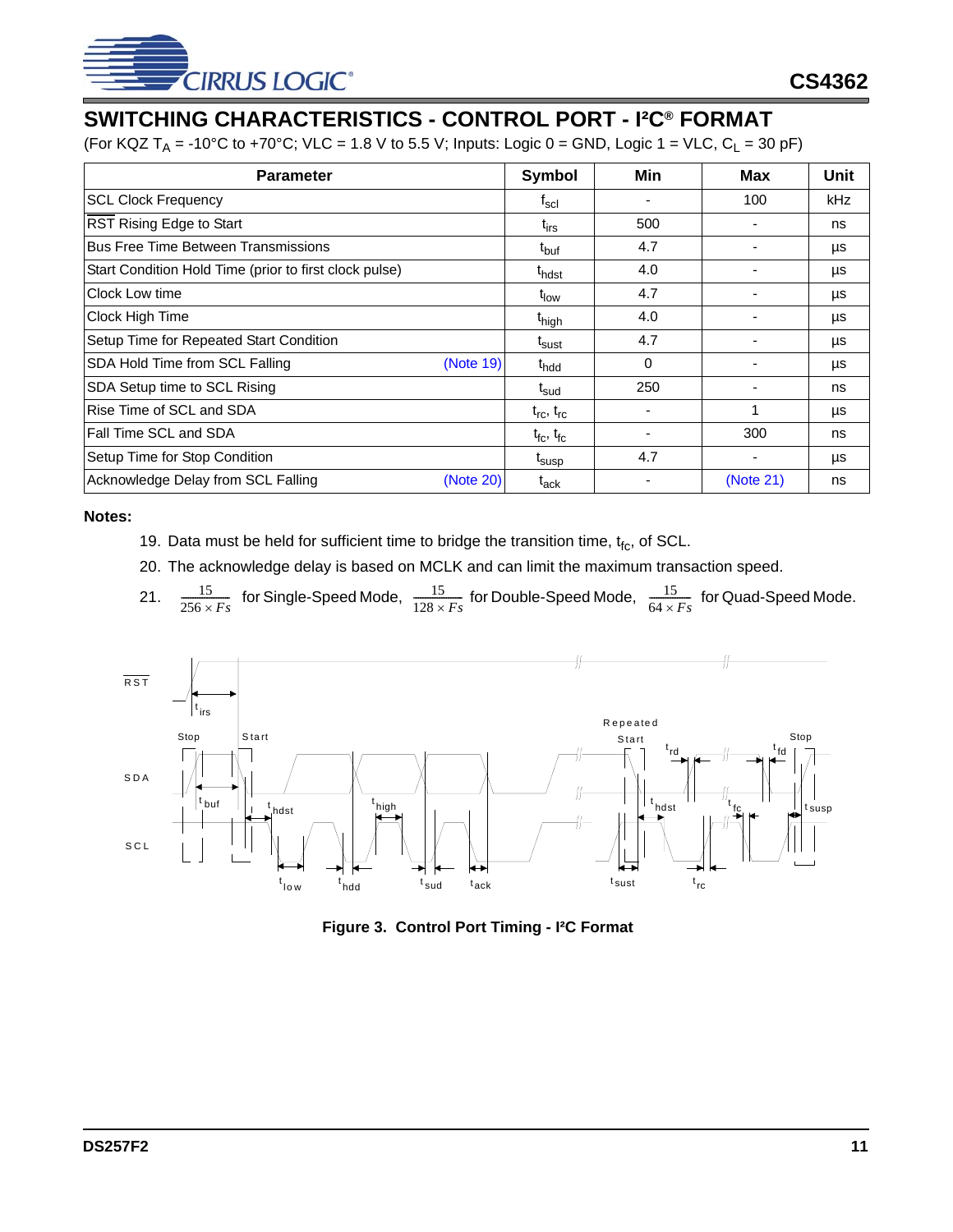## SWITCHING CHARACTERISTICS - CONTROL PORT - I²C® FORMAT

(For KQZ $T_A$ = -10°C to +70°C; VLC = 1.8 V to 5.5 V; Inputs: Logic 0 = GND, Logic 1 = VLC, $C_L$ = 30 pF)

| Parameter | Symbol | Min | Max | Unit |
|---|---|---|---|---|
| SCL Clock Frequency | $f_{scl}$ | - | 100 | kHz |
| $\overline{RST}$ Rising Edge to Start | $t_{irs}$ | 500 | - | ns |
| Bus Free Time Between Transmissions | $t_{buf}$ | 4.7 | - | µs |
| Start Condition Hold Time (prior to first clock pulse) | $t_{hdst}$ | 4.0 | - | µs |
| Clock Low time | $t_{low}$ | 4.7 | - | µs |
| Clock High Time | $t_{high}$ | 4.0 | - | µs |
| Setup Time for Repeated Start Condition | $t_{sust}$ | 4.7 | - | µs |
| SDA Hold Time from SCL Falling (Note 19) | $t_{hdd}$ | 0 | - | µs |
| SDA Setup time to SCL Rising | $t_{sud}$ | 250 | - | ns |
| Rise Time of SCL and SDA | $t_{rc}$, $t_{rc}$ | - | 1 | µs |
| Fall Time SCL and SDA | $t_{fc}$, $t_{fc}$ | - | 300 | ns |
| Setup Time for Stop Condition | $t_{susp}$ | 4.7 | - | µs |
| Acknowledge Delay from SCL Falling (Note 20) | $t_{ack}$ | - | (Note 21) | ns |

**Notes:**

19. Data must be held for sufficient time to bridge the transition time, $t_{fc}$, of SCL.
20. The acknowledge delay is based on MCLK and can limit the maximum transaction speed.
21. $\frac{15}{256 \times Fs}$ for Single-Speed Mode, $\frac{15}{128 \times Fs}$ for Double-Speed Mode, $\frac{15}{64 \times Fs}$ for Quad-Speed Mode.

**Figure 3. Control Port Timing - I²C Format**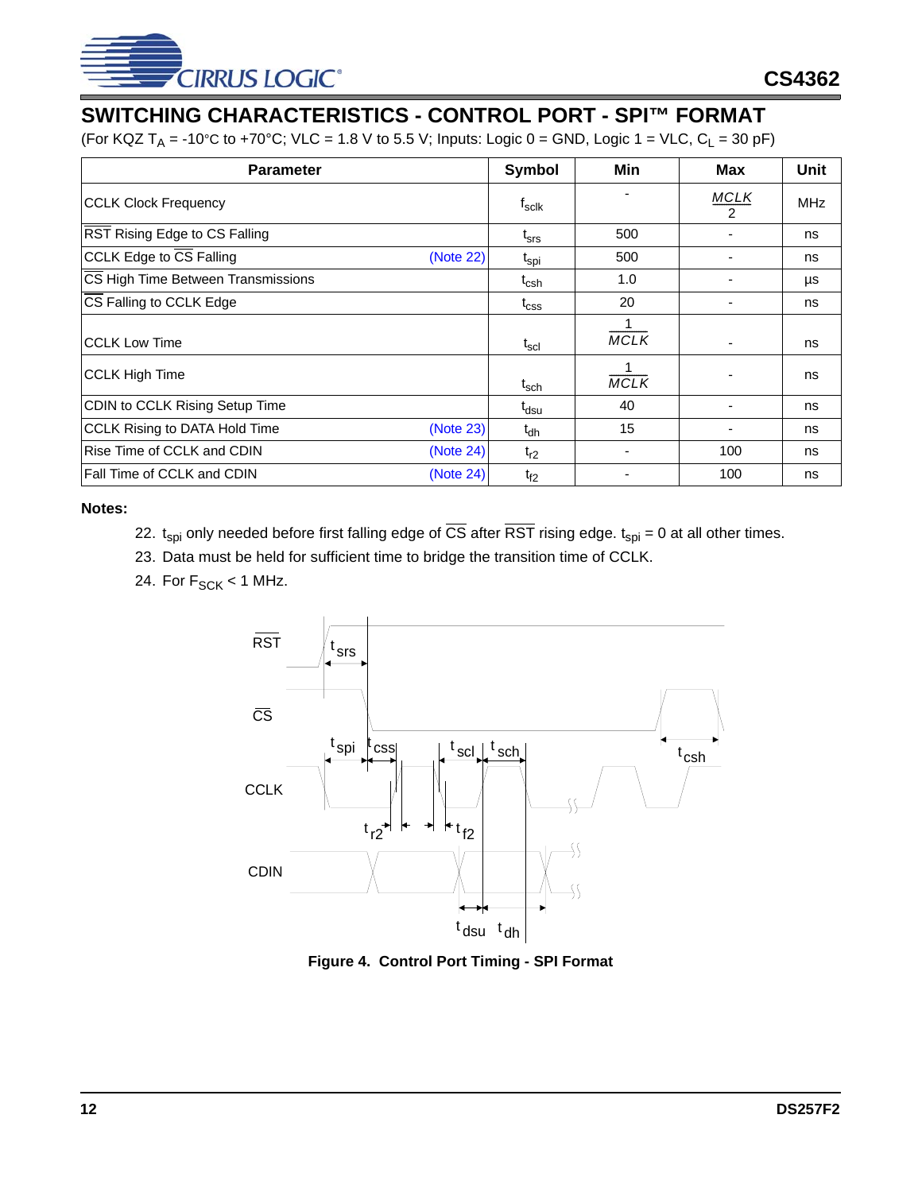## SWITCHING CHARACTERISTICS - CONTROL PORT - SPI™ FORMAT

(For KQZ $T_A$ = -10°C to +70°C; VLC = 1.8 V to 5.5 V; Inputs: Logic 0 = GND, Logic 1 = VLC, $C_L$ = 30 pF)

| Parameter | Symbol | Min | Max | Unit |
|---|---|---|---|---|
| CCLK Clock Frequency | $f_{sclk}$ | - | $\frac{MCLK}{2}$ | MHz |
| $\overline{RST}$ Rising Edge to CS Falling | $t_{srs}$ | 500 | - | ns |
| CCLK Edge to $\overline{CS}$ Falling (Note 22) | $t_{spi}$ | 500 | - | ns |
| $\overline{CS}$ High Time Between Transmissions | $t_{csh}$ | 1.0 | - | µs |
| $\overline{CS}$ Falling to CCLK Edge | $t_{css}$ | 20 | - | ns |
| CCLK Low Time | $t_{scl}$ | $\frac{1}{MCLK}$ | - | ns |
| CCLK High Time | $t_{sch}$ | $\frac{1}{MCLK}$ | - | ns |
| CDIN to CCLK Rising Setup Time | $t_{dsu}$ | 40 | - | ns |
| CCLK Rising to DATA Hold Time (Note 23) | $t_{dh}$ | 15 | - | ns |
| Rise Time of CCLK and CDIN (Note 24) | $t_{r2}$ | - | 100 | ns |
| Fall Time of CCLK and CDIN (Note 24) | $t_{f2}$ | - | 100 | ns |

**Notes:**

22. $t_{spi}$ only needed before first falling edge of $\overline{CS}$ after $\overline{RST}$ rising edge. $t_{spi}$ = 0 at all other times.
23. Data must be held for sufficient time to bridge the transition time of CCLK.
24. For $F_{SCK}$ < 1 MHz.

**Figure 4. Control Port Timing - SPI Format**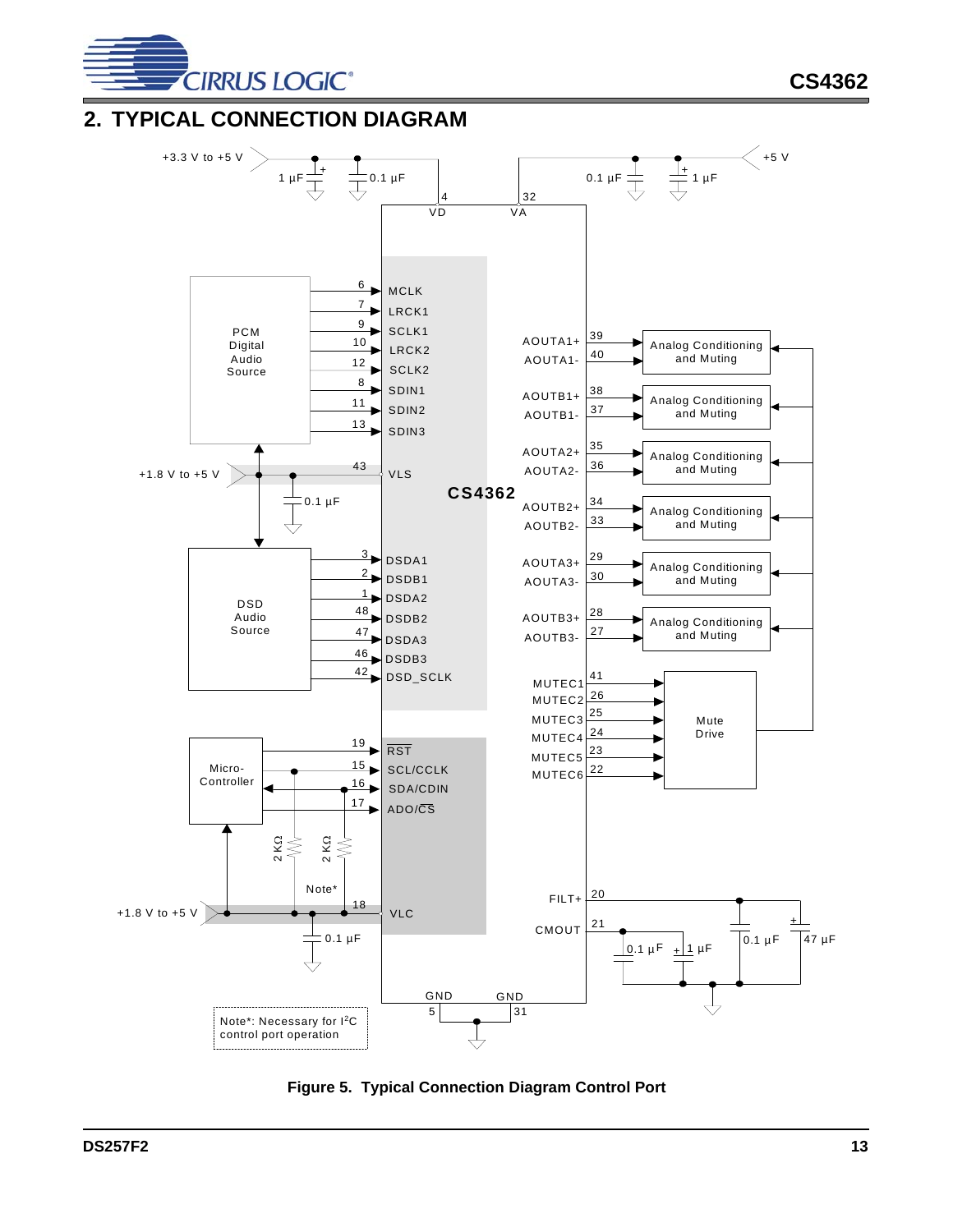## 2. TYPICAL CONNECTION DIAGRAM

Figure 5. Typical Connection Diagram Control Port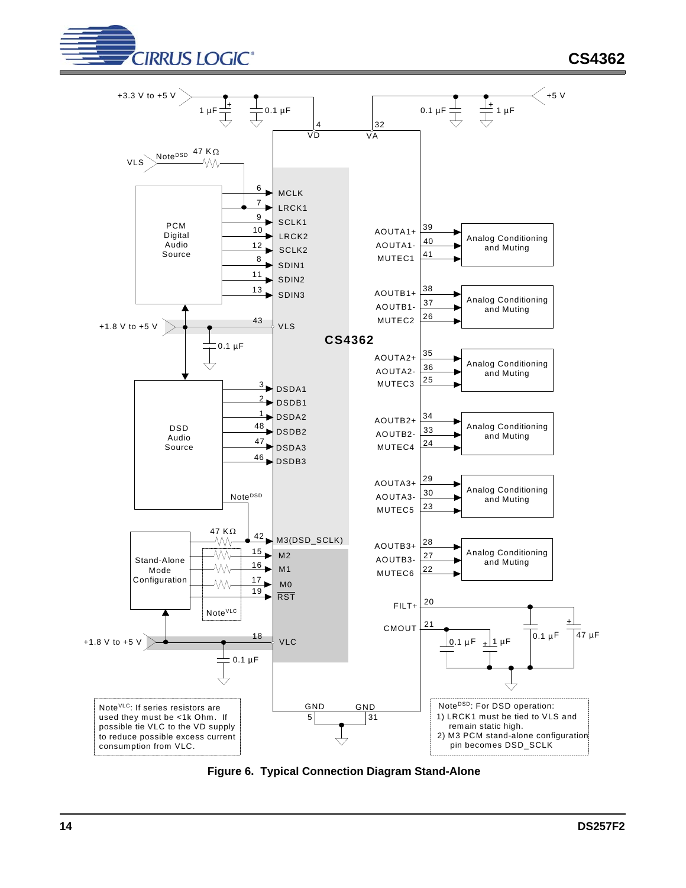Note[VLC]: If series resistors are used they must be <1k Ohm. If possible tie VLC to the VD supply to reduce possible excess current consumption from VLC.

Note[DSD]: For DSD operation:
1) LRCK1 must be tied to VLS and remain static high.
2) M3 PCM stand-alone configuration pin becomes DSD_SCLK

**Figure 6. Typical Connection Diagram Stand-Alone**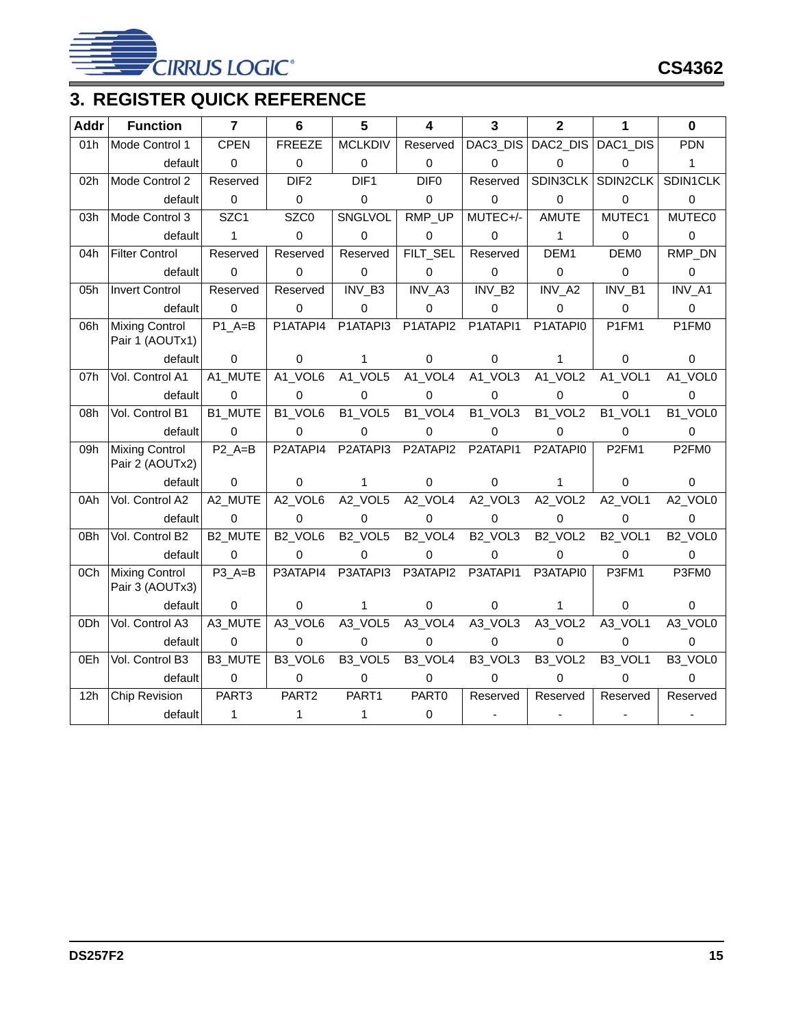# 3. REGISTER QUICK REFERENCE

| Addr | Function | 7 | 6 | 5 | 4 | 3 | 2 | 1 | 0 |
|---|---|---|---|---|---|---|---|---|---|
| 01h | Mode Control 1 | CPEN | FREEZE | MCLKDIV | Reserved | DAC3_DIS | DAC2_DIS | DAC1_DIS | PDN |
| | default | 0 | 0 | 0 | 0 | 0 | 0 | 0 | 1 |
| 02h | Mode Control 2 | Reserved | DIF2 | DIF1 | DIF0 | Reserved | SDIN3CLK | SDIN2CLK | SDIN1CLK |
| | default | 0 | 0 | 0 | 0 | 0 | 0 | 0 | 0 |
| 03h | Mode Control 3 | SZC1 | SZC0 | SNGLVOL | RMP_UP | MUTEC+/- | AMUTE | MUTEC1 | MUTEC0 |
| | default | 1 | 0 | 0 | 0 | 0 | 1 | 0 | 0 |
| 04h | Filter Control | Reserved | Reserved | Reserved | FILT_SEL | Reserved | DEM1 | DEM0 | RMP_DN |
| | default | 0 | 0 | 0 | 0 | 0 | 0 | 0 | 0 |
| 05h | Invert Control | Reserved | Reserved | INV_B3 | INV_A3 | INV_B2 | INV_A2 | INV_B1 | INV_A1 |
| | default | 0 | 0 | 0 | 0 | 0 | 0 | 0 | 0 |
| 06h | Mixing Control Pair 1 (AOUTx1) | P1_A=B | P1ATAPI4 | P1ATAPI3 | P1ATAPI2 | P1ATAPI1 | P1ATAPI0 | P1FM1 | P1FM0 |
| | default | 0 | 0 | 1 | 0 | 0 | 1 | 0 | 0 |
| 07h | Vol. Control A1 | A1_MUTE | A1_VOL6 | A1_VOL5 | A1_VOL4 | A1_VOL3 | A1_VOL2 | A1_VOL1 | A1_VOL0 |
| | default | 0 | 0 | 0 | 0 | 0 | 0 | 0 | 0 |
| 08h | Vol. Control B1 | B1_MUTE | B1_VOL6 | B1_VOL5 | B1_VOL4 | B1_VOL3 | B1_VOL2 | B1_VOL1 | B1_VOL0 |
| | default | 0 | 0 | 0 | 0 | 0 | 0 | 0 | 0 |
| 09h | Mixing Control Pair 2 (AOUTx2) | P2_A=B | P2ATAPI4 | P2ATAPI3 | P2ATAPI2 | P2ATAPI1 | P2ATAPI0 | P2FM1 | P2FM0 |
| | default | 0 | 0 | 1 | 0 | 0 | 1 | 0 | 0 |
| 0Ah | Vol. Control A2 | A2_MUTE | A2_VOL6 | A2_VOL5 | A2_VOL4 | A2_VOL3 | A2_VOL2 | A2_VOL1 | A2_VOL0 |
| | default | 0 | 0 | 0 | 0 | 0 | 0 | 0 | 0 |
| 0Bh | Vol. Control B2 | B2_MUTE | B2_VOL6 | B2_VOL5 | B2_VOL4 | B2_VOL3 | B2_VOL2 | B2_VOL1 | B2_VOL0 |
| | default | 0 | 0 | 0 | 0 | 0 | 0 | 0 | 0 |
| 0Ch | Mixing Control Pair 3 (AOUTx3) | P3_A=B | P3ATAPI4 | P3ATAPI3 | P3ATAPI2 | P3ATAPI1 | P3ATAPI0 | P3FM1 | P3FM0 |
| | default | 0 | 0 | 1 | 0 | 0 | 1 | 0 | 0 |
| 0Dh | Vol. Control A3 | A3_MUTE | A3_VOL6 | A3_VOL5 | A3_VOL4 | A3_VOL3 | A3_VOL2 | A3_VOL1 | A3_VOL0 |
| | default | 0 | 0 | 0 | 0 | 0 | 0 | 0 | 0 |
| 0Eh | Vol. Control B3 | B3_MUTE | B3_VOL6 | B3_VOL5 | B3_VOL4 | B3_VOL3 | B3_VOL2 | B3_VOL1 | B3_VOL0 |
| | default | 0 | 0 | 0 | 0 | 0 | 0 | 0 | 0 |
| 12h | Chip Revision | PART3 | PART2 | PART1 | PART0 | Reserved | Reserved | Reserved | Reserved |
| | default | 1 | 1 | 1 | 0 | - | - | - | - |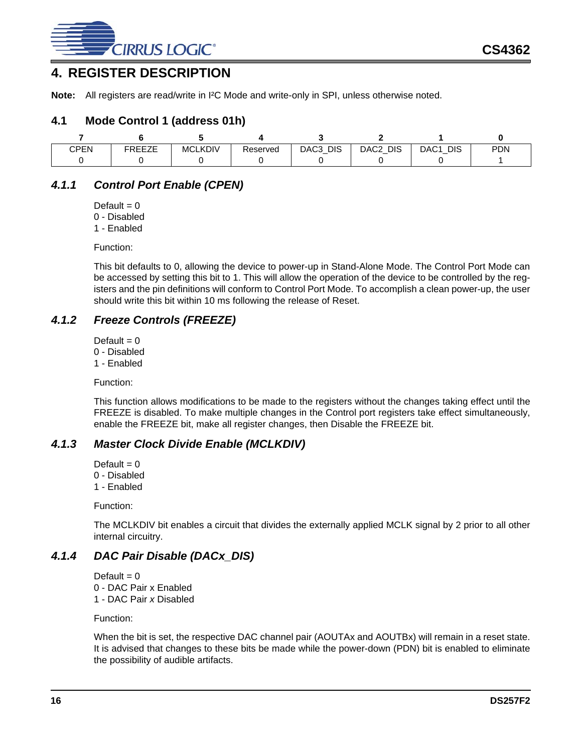# 4. REGISTER DESCRIPTION

**Note:** All registers are read/write in I²C Mode and write-only in SPI, unless otherwise noted.

## 4.1 Mode Control 1 (address 01h)

| 7 | 6 | 5 | 4 | 3 | 2 | 1 | 0 |
|---|---|---|---|---|---|---|---|
| CPEN | FREEZE | MCLKDIV | Reserved | DAC3_DIS | DAC2_DIS | DAC1_DIS | PDN |
| 0 | 0 | 0 | 0 | 0 | 0 | 0 | 1 |

### *4.1.1 Control Port Enable (CPEN)*

Default = 0
0 - Disabled
1 - Enabled

Function:

This bit defaults to 0, allowing the device to power-up in Stand-Alone Mode. The Control Port Mode can be accessed by setting this bit to 1. This will allow the operation of the device to be controlled by the registers and the pin definitions will conform to Control Port Mode. To accomplish a clean power-up, the user should write this bit within 10 ms following the release of Reset.

### *4.1.2 Freeze Controls (FREEZE)*

Default = 0
0 - Disabled
1 - Enabled

Function:

This function allows modifications to be made to the registers without the changes taking effect until the FREEZE is disabled. To make multiple changes in the Control port registers take effect simultaneously, enable the FREEZE bit, make all register changes, then Disable the FREEZE bit.

### *4.1.3 Master Clock Divide Enable (MCLKDIV)*

Default = 0
0 - Disabled
1 - Enabled

Function:

The MCLKDIV bit enables a circuit that divides the externally applied MCLK signal by 2 prior to all other internal circuitry.

### *4.1.4 DAC Pair Disable (DACx_DIS)*

Default = 0
0 - DAC Pair x Enabled
1 - DAC Pair *x* Disabled

Function:

When the bit is set, the respective DAC channel pair (AOUTAx and AOUTBx) will remain in a reset state. It is advised that changes to these bits be made while the power-down (PDN) bit is enabled to eliminate the possibility of audible artifacts.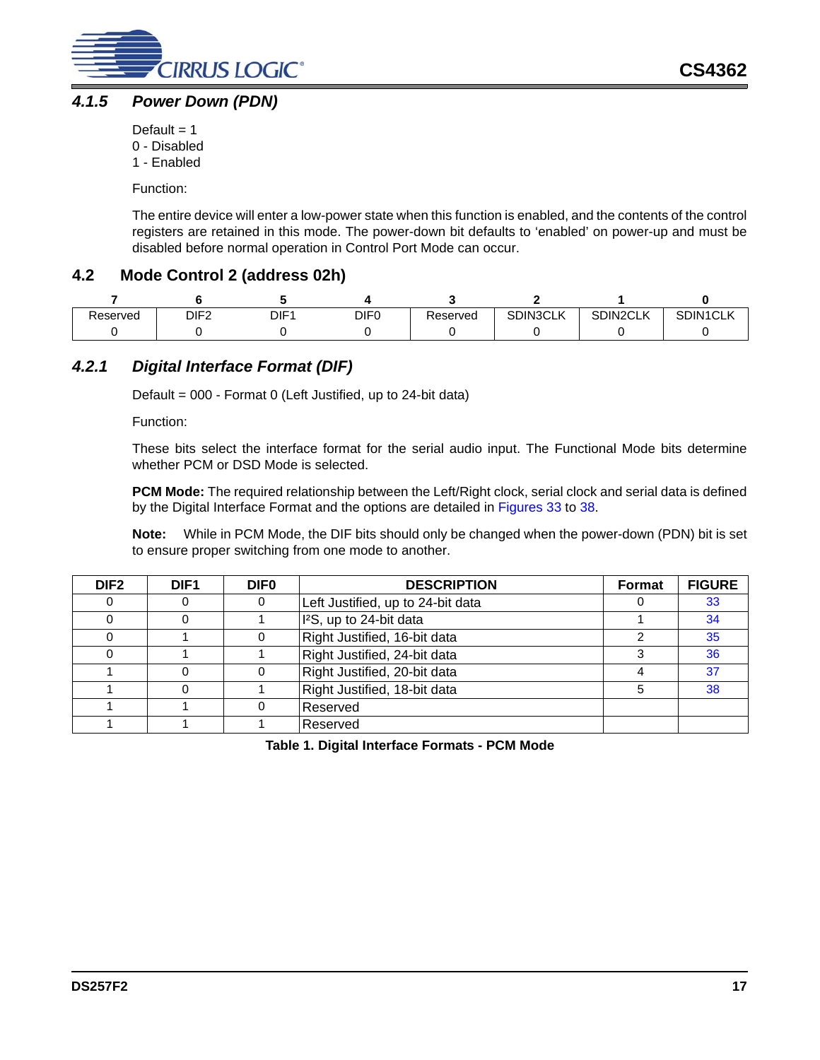### 4.1.5 Power Down (PDN)

Default = 1
0 - Disabled
1 - Enabled

Function:

The entire device will enter a low-power state when this function is enabled, and the contents of the control registers are retained in this mode. The power-down bit defaults to 'enabled' on power-up and must be disabled before normal operation in Control Port Mode can occur.

## 4.2 Mode Control 2 (address 02h)

| 7 | 6 | 5 | 4 | 3 | 2 | 1 | 0 |
|---|---|---|---|---|---|---|---|
| Reserved | DIF2 | DIF1 | DIF0 | Reserved | SDIN3CLK | SDIN2CLK | SDIN1CLK |
| 0 | 0 | 0 | 0 | 0 | 0 | 0 | 0 |

### 4.2.1 Digital Interface Format (DIF)

Default = 000 - Format 0 (Left Justified, up to 24-bit data)

Function:

These bits select the interface format for the serial audio input. The Functional Mode bits determine whether PCM or DSD Mode is selected.

**PCM Mode:** The required relationship between the Left/Right clock, serial clock and serial data is defined by the Digital Interface Format and the options are detailed in Figures 33 to 38.

**Note:** While in PCM Mode, the DIF bits should only be changed when the power-down (PDN) bit is set to ensure proper switching from one mode to another.

| DIF2 | DIF1 | DIF0 | DESCRIPTION | Format | FIGURE |
|---|---|---|---|---|---|
| 0 | 0 | 0 | Left Justified, up to 24-bit data | 0 | 33 |
| 0 | 0 | 1 | I²S, up to 24-bit data | 1 | 34 |
| 0 | 1 | 0 | Right Justified, 16-bit data | 2 | 35 |
| 0 | 1 | 1 | Right Justified, 24-bit data | 3 | 36 |
| 1 | 0 | 0 | Right Justified, 20-bit data | 4 | 37 |
| 1 | 0 | 1 | Right Justified, 18-bit data | 5 | 38 |
| 1 | 1 | 0 | Reserved | | |
| 1 | 1 | 1 | Reserved | | |

**Table 1. Digital Interface Formats - PCM Mode**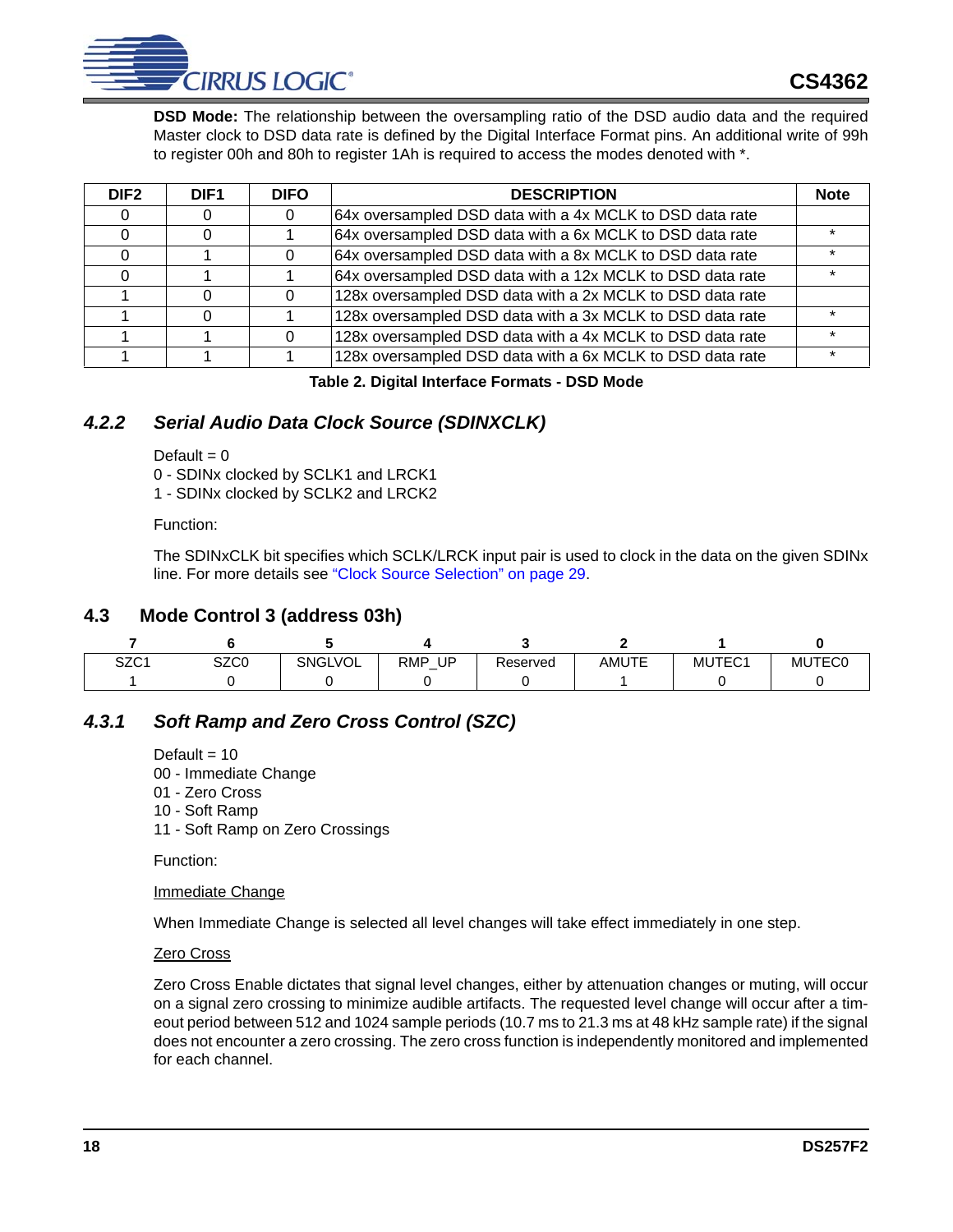**DSD Mode:** The relationship between the oversampling ratio of the DSD audio data and the required Master clock to DSD data rate is defined by the Digital Interface Format pins. An additional write of 99h to register 00h and 80h to register 1Ah is required to access the modes denoted with *.

| DIF2 | DIF1 | DIFO | DESCRIPTION | Note |
|---|---|---|---|---|
| 0 | 0 | 0 | 64x oversampled DSD data with a 4x MCLK to DSD data rate | |
| 0 | 0 | 1 | 64x oversampled DSD data with a 6x MCLK to DSD data rate | * |
| 0 | 1 | 0 | 64x oversampled DSD data with a 8x MCLK to DSD data rate | * |
| 0 | 1 | 1 | 64x oversampled DSD data with a 12x MCLK to DSD data rate | * |
| 1 | 0 | 0 | 128x oversampled DSD data with a 2x MCLK to DSD data rate | |
| 1 | 0 | 1 | 128x oversampled DSD data with a 3x MCLK to DSD data rate | * |
| 1 | 1 | 0 | 128x oversampled DSD data with a 4x MCLK to DSD data rate | * |
| 1 | 1 | 1 | 128x oversampled DSD data with a 6x MCLK to DSD data rate | * |

**Table 2. Digital Interface Formats - DSD Mode**

### 4.2.2 Serial Audio Data Clock Source (SDINXCLK)

Default = 0
0 - SDINx clocked by SCLK1 and LRCK1
1 - SDINx clocked by SCLK2 and LRCK2

Function:

The SDINxCLK bit specifies which SCLK/LRCK input pair is used to clock in the data on the given SDINx line. For more details see "Clock Source Selection" on page 29.

## 4.3 Mode Control 3 (address 03h)

| 7 | 6 | 5 | 4 | 3 | 2 | 1 | 0 |
|---|---|---|---|---|---|---|---|
| SZC1 | SZC0 | SNGLVOL | RMP_UP | Reserved | AMUTE | MUTEC1 | MUTEC0 |
| 1 | 0 | 0 | 0 | 0 | 1 | 0 | 0 |

### 4.3.1 Soft Ramp and Zero Cross Control (SZC)

Default = 10
00 - Immediate Change
01 - Zero Cross
10 - Soft Ramp
11 - Soft Ramp on Zero Crossings

Function:

Immediate Change

When Immediate Change is selected all level changes will take effect immediately in one step.

Zero Cross

Zero Cross Enable dictates that signal level changes, either by attenuation changes or muting, will occur on a signal zero crossing to minimize audible artifacts. The requested level change will occur after a timeout period between 512 and 1024 sample periods (10.7 ms to 21.3 ms at 48 kHz sample rate) if the signal does not encounter a zero crossing. The zero cross function is independently monitored and implemented for each channel.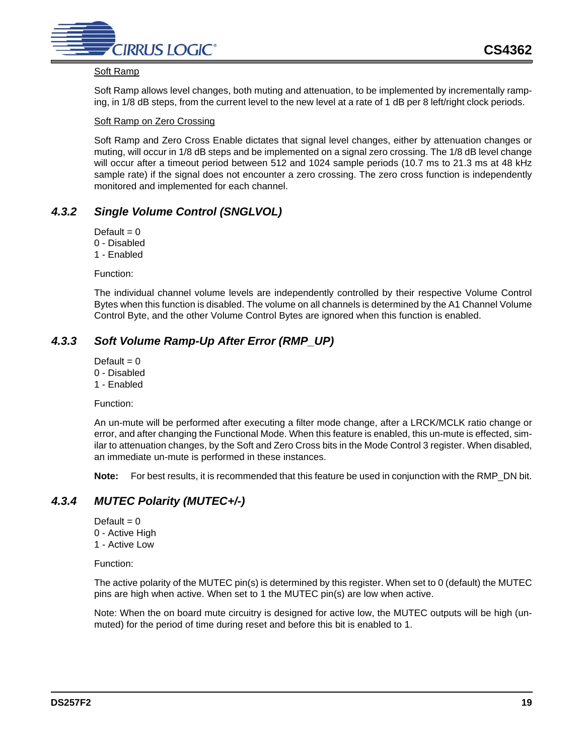Soft Ramp

Soft Ramp allows level changes, both muting and attenuation, to be implemented by incrementally ramping, in 1/8 dB steps, from the current level to the new level at a rate of 1 dB per 8 left/right clock periods.

Soft Ramp on Zero Crossing

Soft Ramp and Zero Cross Enable dictates that signal level changes, either by attenuation changes or muting, will occur in 1/8 dB steps and be implemented on a signal zero crossing. The 1/8 dB level change will occur after a timeout period between 512 and 1024 sample periods (10.7 ms to 21.3 ms at 48 kHz sample rate) if the signal does not encounter a zero crossing. The zero cross function is independently monitored and implemented for each channel.

### *4.3.2 Single Volume Control (SNGLVOL)*

Default = 0
0 - Disabled
1 - Enabled

Function:

The individual channel volume levels are independently controlled by their respective Volume Control Bytes when this function is disabled. The volume on all channels is determined by the A1 Channel Volume Control Byte, and the other Volume Control Bytes are ignored when this function is enabled.

### *4.3.3 Soft Volume Ramp-Up After Error (RMP_UP)*

Default = 0
0 - Disabled
1 - Enabled

Function:

An un-mute will be performed after executing a filter mode change, after a LRCK/MCLK ratio change or error, and after changing the Functional Mode. When this feature is enabled, this un-mute is effected, similar to attenuation changes, by the Soft and Zero Cross bits in the Mode Control 3 register. When disabled, an immediate un-mute is performed in these instances.

**Note:** For best results, it is recommended that this feature be used in conjunction with the RMP_DN bit.

### *4.3.4 MUTEC Polarity (MUTEC+/-)*

Default = 0
0 - Active High
1 - Active Low

Function:

The active polarity of the MUTEC pin(s) is determined by this register. When set to 0 (default) the MUTEC pins are high when active. When set to 1 the MUTEC pin(s) are low when active.

Note: When the on board mute circuitry is designed for active low, the MUTEC outputs will be high (unmuted) for the period of time during reset and before this bit is enabled to 1.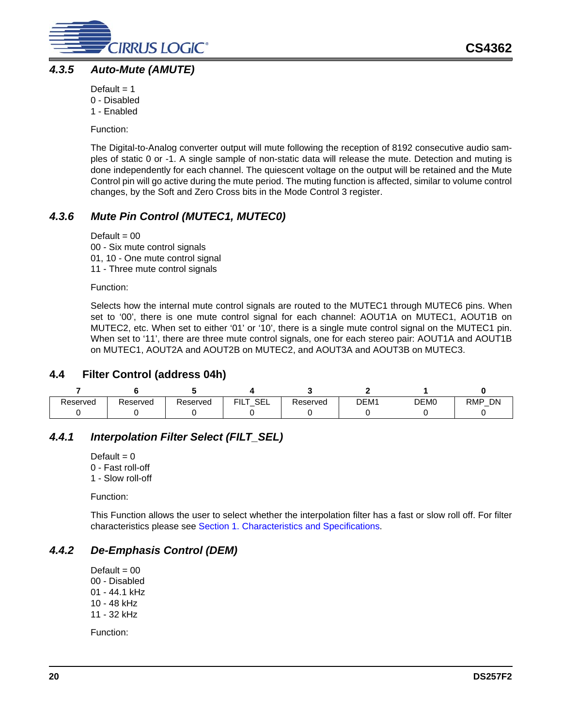### *4.3.5 Auto-Mute (AMUTE)*

Default = 1
0 - Disabled
1 - Enabled

Function:

The Digital-to-Analog converter output will mute following the reception of 8192 consecutive audio samples of static 0 or -1. A single sample of non-static data will release the mute. Detection and muting is done independently for each channel. The quiescent voltage on the output will be retained and the Mute Control pin will go active during the mute period. The muting function is affected, similar to volume control changes, by the Soft and Zero Cross bits in the Mode Control 3 register.

### *4.3.6 Mute Pin Control (MUTEC1, MUTEC0)*

Default = 00
00 - Six mute control signals
01, 10 - One mute control signal
11 - Three mute control signals

Function:

Selects how the internal mute control signals are routed to the MUTEC1 through MUTEC6 pins. When set to '00', there is one mute control signal for each channel: AOUT1A on MUTEC1, AOUT1B on MUTEC2, etc. When set to either '01' or '10', there is a single mute control signal on the MUTEC1 pin. When set to '11', there are three mute control signals, one for each stereo pair: AOUT1A and AOUT1B on MUTEC1, AOUT2A and AOUT2B on MUTEC2, and AOUT3A and AOUT3B on MUTEC3.

## 4.4 Filter Control (address 04h)

| 7 | 6 | 5 | 4 | 3 | 2 | 1 | 0 |
|---|---|---|---|---|---|---|---|
| Reserved | Reserved | Reserved | FILT_SEL | Reserved | DEM1 | DEM0 | RMP_DN |
| 0 | 0 | 0 | 0 | 0 | 0 | 0 | 0 |

### *4.4.1 Interpolation Filter Select (FILT_SEL)*

Default = 0
0 - Fast roll-off
1 - Slow roll-off

Function:

This Function allows the user to select whether the interpolation filter has a fast or slow roll off. For filter characteristics please see Section 1. Characteristics and Specifications.

### *4.4.2 De-Emphasis Control (DEM)*

Default = 00
00 - Disabled
01 - 44.1 kHz
10 - 48 kHz
11 - 32 kHz

Function: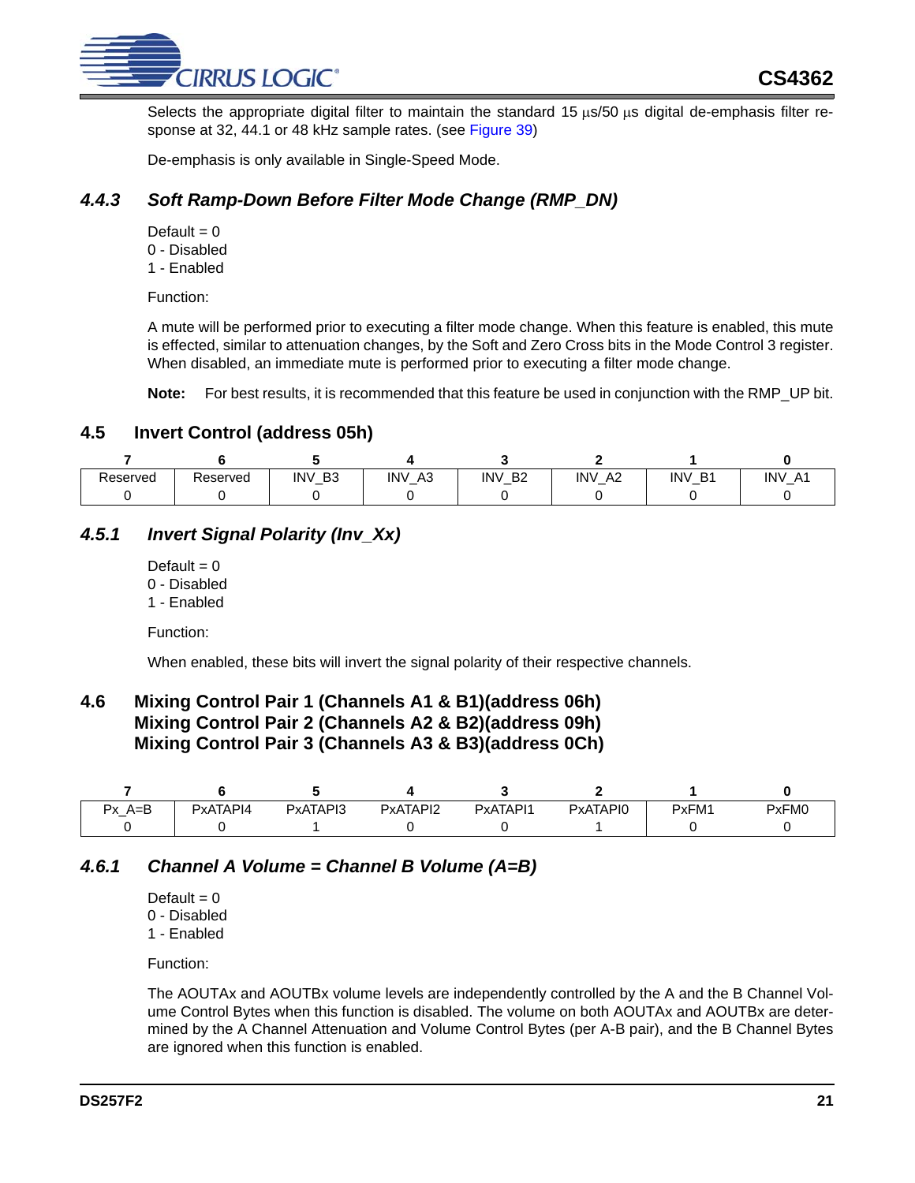Selects the appropriate digital filter to maintain the standard 15 µs/50 µs digital de-emphasis filter response at 32, 44.1 or 48 kHz sample rates. (see Figure 39)

De-emphasis is only available in Single-Speed Mode.

### *4.4.3 Soft Ramp-Down Before Filter Mode Change (RMP_DN)*

Default = 0
0 - Disabled
1 - Enabled

Function:

A mute will be performed prior to executing a filter mode change. When this feature is enabled, this mute is effected, similar to attenuation changes, by the Soft and Zero Cross bits in the Mode Control 3 register. When disabled, an immediate mute is performed prior to executing a filter mode change.

**Note:** For best results, it is recommended that this feature be used in conjunction with the RMP_UP bit.

## 4.5 Invert Control (address 05h)

| 7 | 6 | 5 | 4 | 3 | 2 | 1 | 0 |
|---|---|---|---|---|---|---|---|
| Reserved | Reserved | INV_B3 | INV_A3 | INV_B2 | INV_A2 | INV_B1 | INV_A1 |
| 0 | 0 | 0 | 0 | 0 | 0 | 0 | 0 |

### *4.5.1 Invert Signal Polarity (Inv_Xx)*

Default = 0
0 - Disabled
1 - Enabled

Function:

When enabled, these bits will invert the signal polarity of their respective channels.

## 4.6 Mixing Control Pair 1 (Channels A1 & B1)(address 06h) Mixing Control Pair 2 (Channels A2 & B2)(address 09h) Mixing Control Pair 3 (Channels A3 & B3)(address 0Ch)

| 7 | 6 | 5 | 4 | 3 | 2 | 1 | 0 |
|---|---|---|---|---|---|---|---|
| Px_A=B | PxATAPI4 | PxATAPI3 | PxATAPI2 | PxATAPI1 | PxATAPI0 | PxFM1 | PxFM0 |
| 0 | 0 | 1 | 0 | 0 | 1 | 0 | 0 |

### *4.6.1 Channel A Volume = Channel B Volume (A=B)*

Default = 0
0 - Disabled
1 - Enabled

Function:

The AOUTAx and AOUTBx volume levels are independently controlled by the A and the B Channel Volume Control Bytes when this function is disabled. The volume on both AOUTAx and AOUTBx are determined by the A Channel Attenuation and Volume Control Bytes (per A-B pair), and the B Channel Bytes are ignored when this function is enabled.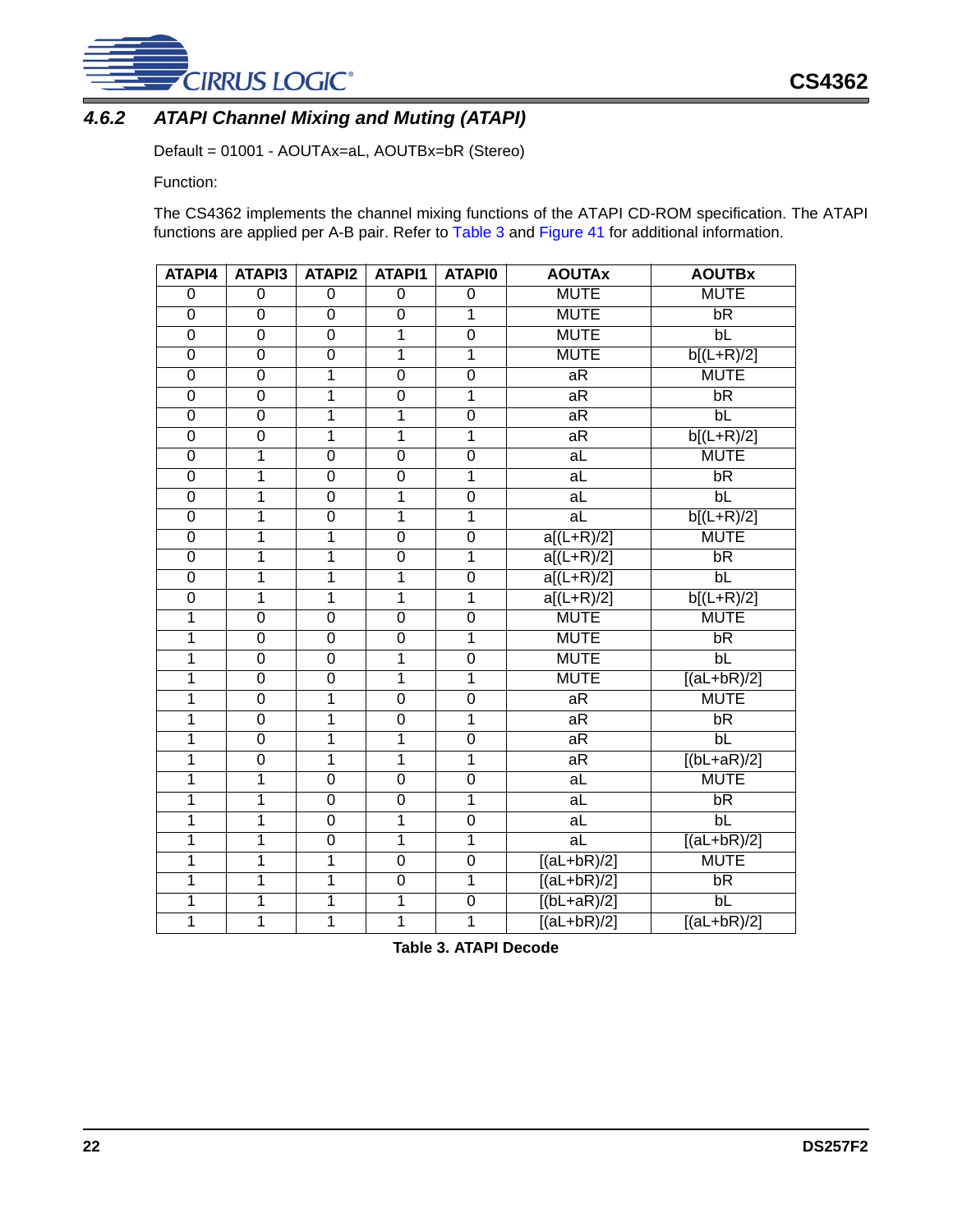### 4.6.2 ATAPI Channel Mixing and Muting (ATAPI)

Default = 01001 - AOUTAx=aL, AOUTBx=bR (Stereo)

Function:

The CS4362 implements the channel mixing functions of the ATAPI CD-ROM specification. The ATAPI functions are applied per A-B pair. Refer to Table 3 and Figure 41 for additional information.

| ATAPI4 | ATAPI3 | ATAPI2 | ATAPI1 | ATAPI0 | AOUTAx | AOUTBx |
|---|---|---|---|---|---|---|
| 0 | 0 | 0 | 0 | 0 | MUTE | MUTE |
| 0 | 0 | 0 | 0 | 1 | MUTE | bR |
| 0 | 0 | 0 | 1 | 0 | MUTE | bL |
| 0 | 0 | 0 | 1 | 1 | MUTE | b[(L+R)/2] |
| 0 | 0 | 1 | 0 | 0 | aR | MUTE |
| 0 | 0 | 1 | 0 | 1 | aR | bR |
| 0 | 0 | 1 | 1 | 0 | aR | bL |
| 0 | 0 | 1 | 1 | 1 | aR | b[(L+R)/2] |
| 0 | 1 | 0 | 0 | 0 | aL | MUTE |
| 0 | 1 | 0 | 0 | 1 | aL | bR |
| 0 | 1 | 0 | 1 | 0 | aL | bL |
| 0 | 1 | 0 | 1 | 1 | aL | b[(L+R)/2] |
| 0 | 1 | 1 | 0 | 0 | a[(L+R)/2] | MUTE |
| 0 | 1 | 1 | 0 | 1 | a[(L+R)/2] | bR |
| 0 | 1 | 1 | 1 | 0 | a[(L+R)/2] | bL |
| 0 | 1 | 1 | 1 | 1 | a[(L+R)/2] | b[(L+R)/2] |
| 1 | 0 | 0 | 0 | 0 | MUTE | MUTE |
| 1 | 0 | 0 | 0 | 1 | MUTE | bR |
| 1 | 0 | 0 | 1 | 0 | MUTE | bL |
| 1 | 0 | 0 | 1 | 1 | MUTE | [(aL+bR)/2] |
| 1 | 0 | 1 | 0 | 0 | aR | MUTE |
| 1 | 0 | 1 | 0 | 1 | aR | bR |
| 1 | 0 | 1 | 1 | 0 | aR | bL |
| 1 | 0 | 1 | 1 | 1 | aR | [(bL+aR)/2] |
| 1 | 1 | 0 | 0 | 0 | aL | MUTE |
| 1 | 1 | 0 | 0 | 1 | aL | bR |
| 1 | 1 | 0 | 1 | 0 | aL | bL |
| 1 | 1 | 0 | 1 | 1 | aL | [(aL+bR)/2] |
| 1 | 1 | 1 | 0 | 0 | [(aL+bR)/2] | MUTE |
| 1 | 1 | 1 | 0 | 1 | [(aL+bR)/2] | bR |
| 1 | 1 | 1 | 1 | 0 | [(bL+aR)/2] | bL |
| 1 | 1 | 1 | 1 | 1 | [(aL+bR)/2] | [(aL+bR)/2] |

**Table 3. ATAPI Decode**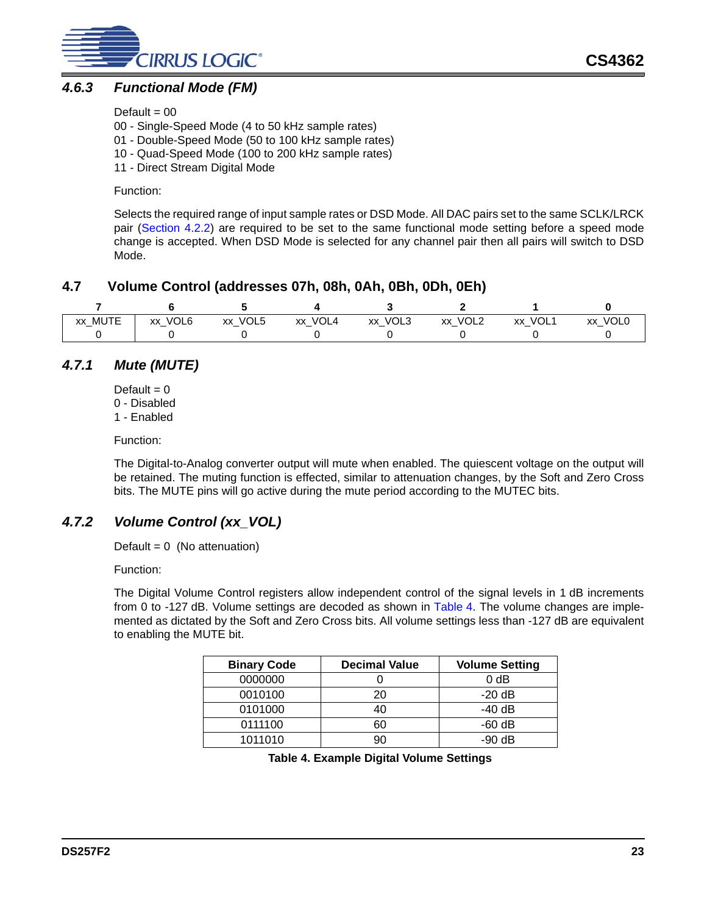### 4.6.3 *Functional Mode (FM)*

Default = 00
00 - Single-Speed Mode (4 to 50 kHz sample rates)
01 - Double-Speed Mode (50 to 100 kHz sample rates)
10 - Quad-Speed Mode (100 to 200 kHz sample rates)
11 - Direct Stream Digital Mode

Function:

Selects the required range of input sample rates or DSD Mode. All DAC pairs set to the same SCLK/LRCK pair (Section 4.2.2) are required to be set to the same functional mode setting before a speed mode change is accepted. When DSD Mode is selected for any channel pair then all pairs will switch to DSD Mode.

## 4.7 Volume Control (addresses 07h, 08h, 0Ah, 0Bh, 0Dh, 0Eh)

| 7 | 6 | 5 | 4 | 3 | 2 | 1 | 0 |
|---|---|---|---|---|---|---|---|
| xx_MUTE | xx_VOL6 | xx_VOL5 | xx_VOL4 | xx_VOL3 | xx_VOL2 | xx_VOL1 | xx_VOL0 |
| 0 | 0 | 0 | 0 | 0 | 0 | 0 | 0 |

### 4.7.1 *Mute (MUTE)*

Default = 0
0 - Disabled
1 - Enabled

Function:

The Digital-to-Analog converter output will mute when enabled. The quiescent voltage on the output will be retained. The muting function is effected, similar to attenuation changes, by the Soft and Zero Cross bits. The MUTE pins will go active during the mute period according to the MUTEC bits.

### 4.7.2 *Volume Control (xx_VOL)*

Default = 0 (No attenuation)

Function:

The Digital Volume Control registers allow independent control of the signal levels in 1 dB increments from 0 to -127 dB. Volume settings are decoded as shown in Table 4. The volume changes are implemented as dictated by the Soft and Zero Cross bits. All volume settings less than -127 dB are equivalent to enabling the MUTE bit.

| Binary Code | Decimal Value | Volume Setting |
|---|---|---|
| 0000000 | 0 | 0 dB |
| 0010100 | 20 | -20 dB |
| 0101000 | 40 | -40 dB |
| 0111100 | 60 | -60 dB |
| 1011010 | 90 | -90 dB |

**Table 4. Example Digital Volume Settings**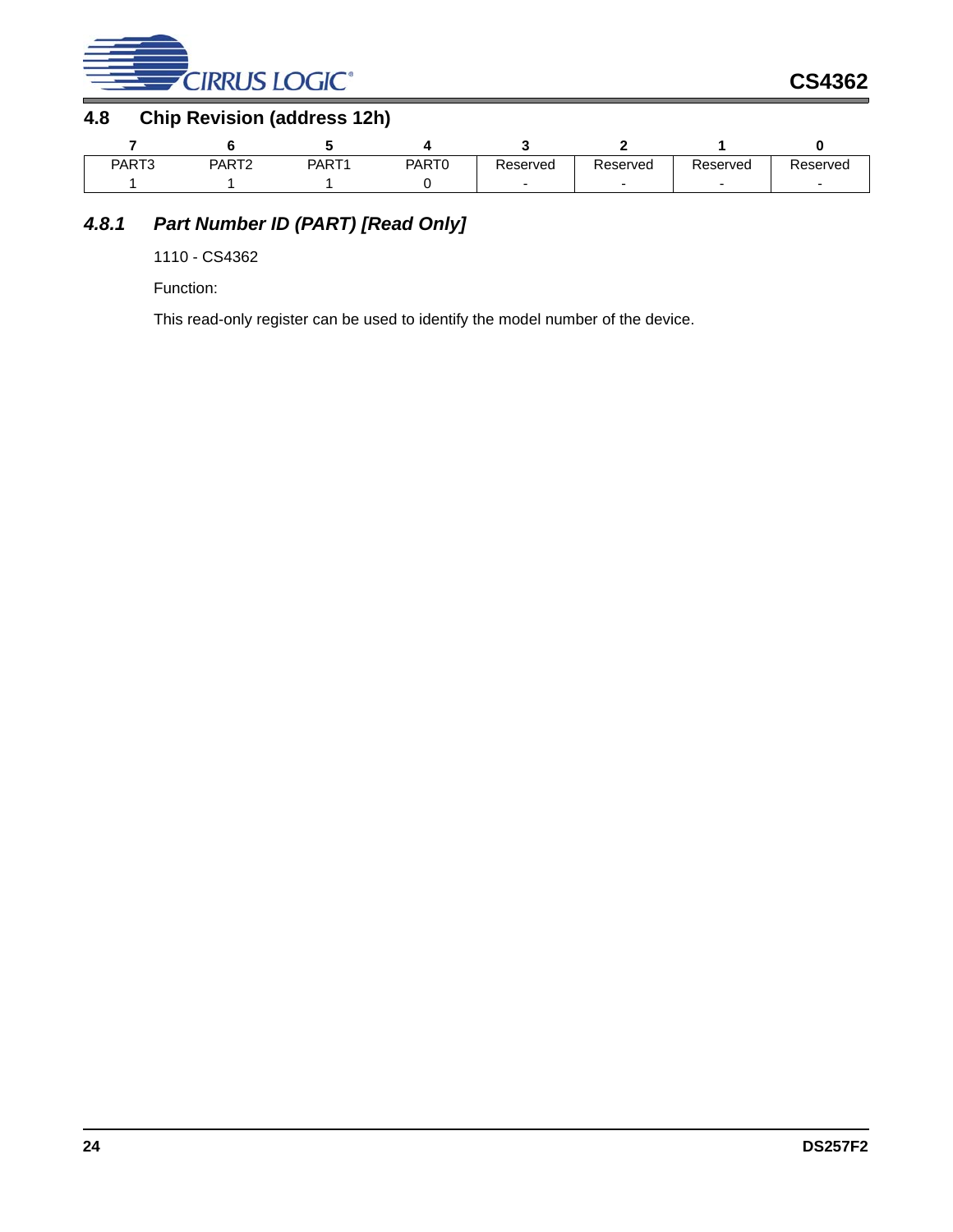## 4.8 Chip Revision (address 12h)

| 7 | 6 | 5 | 4 | 3 | 2 | 1 | 0 |
|---|---|---|---|---|---|---|---|
| PART3 | PART2 | PART1 | PART0 | Reserved | Reserved | Reserved | Reserved |
| 1 | 1 | 1 | 0 | - | - | - | - |

### *4.8.1 Part Number ID (PART) [Read Only]*

1110 - CS4362

Function:

This read-only register can be used to identify the model number of the device.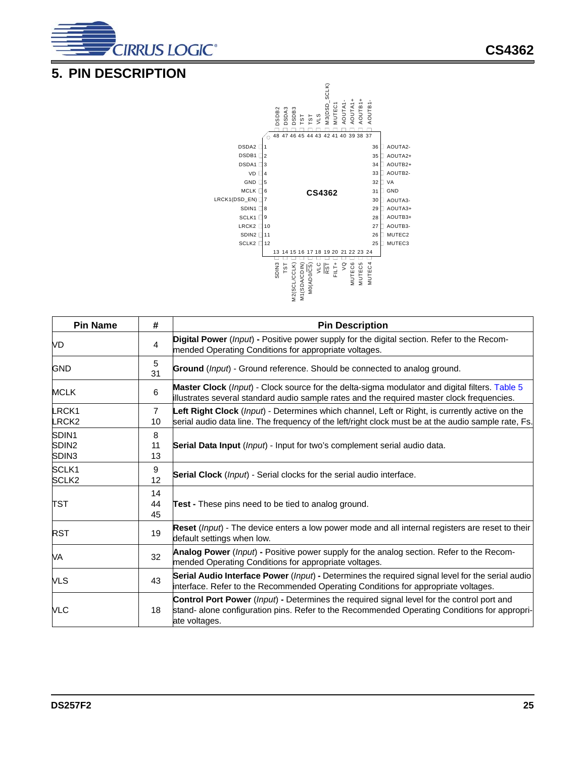# 5. PIN DESCRIPTION

| Pin Name | # | Pin Description |
|---|---|---|
| VD | 4 | **Digital Power** (*Input*) **-** Positive power supply for the digital section. Refer to the Recommended Operating Conditions for appropriate voltages. |
| GND | 5<br>31 | **Ground** (*Input*) - Ground reference. Should be connected to analog ground. |
| MCLK | 6 | **Master Clock** (*Input*) - Clock source for the delta-sigma modulator and digital filters. Table 5 illustrates several standard audio sample rates and the required master clock frequencies. |
| LRCK1<br>LRCK2 | 7<br>10 | **Left Right Clock** (*Input*) - Determines which channel, Left or Right, is currently active on the serial audio data line. The frequency of the left/right clock must be at the audio sample rate, Fs. |
| SDIN1<br>SDIN2<br>SDIN3 | 8<br>11<br>13 | **Serial Data Input** (*Input*) - Input for two's complement serial audio data. |
| SCLK1<br>SCLK2 | 9<br>12 | **Serial Clock** (*Input*) - Serial clocks for the serial audio interface. |
| TST | 14<br>44<br>45 | **Test -** These pins need to be tied to analog ground. |
| RST | 19 | **Reset** (*Input*) - The device enters a low power mode and all internal registers are reset to their default settings when low. |
| VA | 32 | **Analog Power** (*Input*) **-** Positive power supply for the analog section. Refer to the Recommended Operating Conditions for appropriate voltages. |
| VLS | 43 | **Serial Audio Interface Power** (*Input*) **-** Determines the required signal level for the serial audio interface. Refer to the Recommended Operating Conditions for appropriate voltages. |
| VLC | 18 | **Control Port Power** (*Input*) **-** Determines the required signal level for the control port and stand- alone configuration pins. Refer to the Recommended Operating Conditions for appropriate voltages. |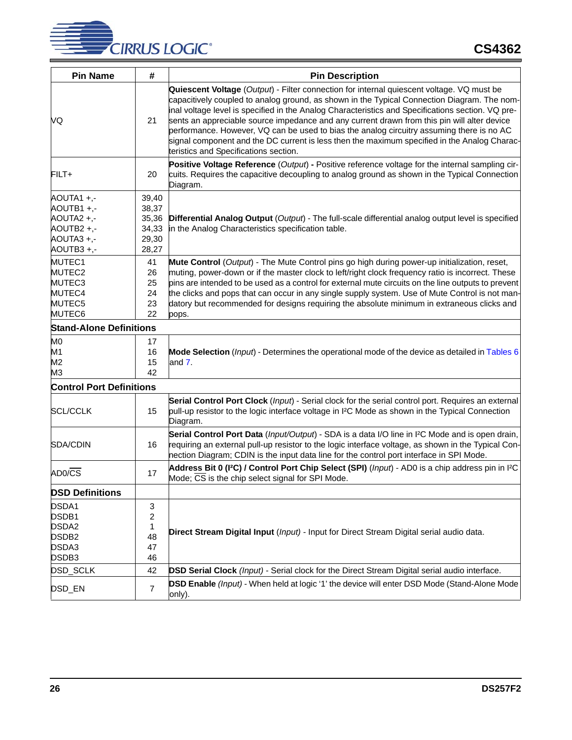| Pin Name | # | Pin Description |
|---|---|---|
| VQ | 21 | **Quiescent Voltage** (*Output*) - Filter connection for internal quiescent voltage. VQ must be capacitively coupled to analog ground, as shown in the Typical Connection Diagram. The nominal voltage level is specified in the Analog Characteristics and Specifications section. VQ presents an appreciable source impedance and any current drawn from this pin will alter device performance. However, VQ can be used to bias the analog circuitry assuming there is no AC signal component and the DC current is less then the maximum specified in the Analog Characteristics and Specifications section. |
| FILT+ | 20 | **Positive Voltage Reference** (*Output*) **-** Positive reference voltage for the internal sampling circuits. Requires the capacitive decoupling to analog ground as shown in the Typical Connection Diagram. |
| AOUTA1 +,-<br>AOUTB1 +,-<br>AOUTA2 +,-<br>AOUTB2 +,-<br>AOUTA3 +,-<br>AOUTB3 +,- | 39,40<br>38,37<br>35,36<br>34,33<br>29,30<br>28,27 | **Differential Analog Output** (*Output*) - The full-scale differential analog output level is specified in the Analog Characteristics specification table. |
| MUTEC1<br>MUTEC2<br>MUTEC3<br>MUTEC4<br>MUTEC5<br>MUTEC6 | 41<br>26<br>25<br>24<br>23<br>22 | **Mute Control** (*Output*) - The Mute Control pins go high during power-up initialization, reset, muting, power-down or if the master clock to left/right clock frequency ratio is incorrect. These pins are intended to be used as a control for external mute circuits on the line outputs to prevent the clicks and pops that can occur in any single supply system. Use of Mute Control is not mandatory but recommended for designs requiring the absolute minimum in extraneous clicks and pops. |
| **Stand-Alone Definitions** | | |
| M0<br>M1<br>M2<br>M3 | 17<br>16<br>15<br>42 | **Mode Selection** (*Input*) - Determines the operational mode of the device as detailed in Tables 6 and 7. |
| **Control Port Definitions** | | |
| SCL/CCLK | 15 | **Serial Control Port Clock** (*Input*) - Serial clock for the serial control port. Requires an external pull-up resistor to the logic interface voltage in I²C Mode as shown in the Typical Connection Diagram. |
| SDA/CDIN | 16 | **Serial Control Port Data** (*Input/Output*) - SDA is a data I/O line in I²C Mode and is open drain, requiring an external pull-up resistor to the logic interface voltage, as shown in the Typical Connection Diagram; CDIN is the input data line for the control port interface in SPI Mode. |
| AD0/$\overline{CS}$ | 17 | **Address Bit 0 (I²C) / Control Port Chip Select (SPI)** (*Input*) - AD0 is a chip address pin in I²C Mode; $\overline{CS}$ is the chip select signal for SPI Mode. |
| **DSD Definitions** | | |
| DSDA1<br>DSDB1<br>DSDA2<br>DSDB2<br>DSDA3<br>DSDB3 | 3<br>2<br>1<br>48<br>47<br>46 | **Direct Stream Digital Input** *(Input)* - Input for Direct Stream Digital serial audio data. |
| DSD_SCLK | 42 | **DSD Serial Clock** *(Input)* - Serial clock for the Direct Stream Digital serial audio interface. |
| DSD_EN | 7 | **DSD Enable** *(Input)* - When held at logic '1' the device will enter DSD Mode (Stand-Alone Mode only). |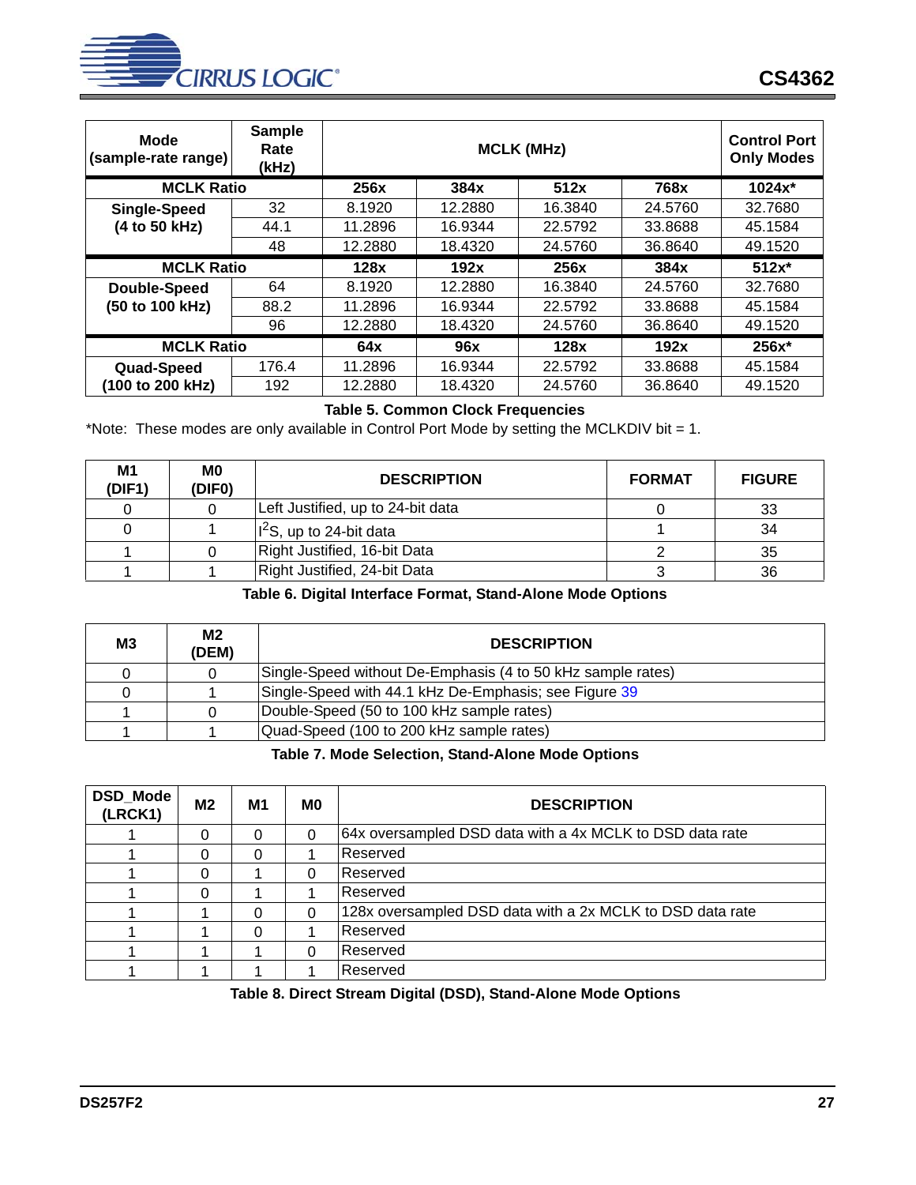| Mode (sample-rate range) | Sample Rate (kHz) | MCLK (MHz) | | | | Control Port Only Modes |
|---|---|---|---|---|---|---|
| **MCLK Ratio** | | **256x** | **384x** | **512x** | **768x** | **1024x*** |
| **Single-Speed (4 to 50 kHz)** | 32 | 8.1920 | 12.2880 | 16.3840 | 24.5760 | 32.7680 |
| | 44.1 | 11.2896 | 16.9344 | 22.5792 | 33.8688 | 45.1584 |
| | 48 | 12.2880 | 18.4320 | 24.5760 | 36.8640 | 49.1520 |
| **MCLK Ratio** | | **128x** | **192x** | **256x** | **384x** | **512x*** |
| **Double-Speed (50 to 100 kHz)** | 64 | 8.1920 | 12.2880 | 16.3840 | 24.5760 | 32.7680 |
| | 88.2 | 11.2896 | 16.9344 | 22.5792 | 33.8688 | 45.1584 |
| | 96 | 12.2880 | 18.4320 | 24.5760 | 36.8640 | 49.1520 |
| **MCLK Ratio** | | **64x** | **96x** | **128x** | **192x** | **256x*** |
| **Quad-Speed (100 to 200 kHz)** | 176.4 | 11.2896 | 16.9344 | 22.5792 | 33.8688 | 45.1584 |
| | 192 | 12.2880 | 18.4320 | 24.5760 | 36.8640 | 49.1520 |

**Table 5. Common Clock Frequencies**

*Note: These modes are only available in Control Port Mode by setting the MCLKDIV bit = 1.

| M1 (DIF1) | M0 (DIF0) | DESCRIPTION | FORMAT | FIGURE |
|---|---|---|---|---|
| 0 | 0 | Left Justified, up to 24-bit data | 0 | 33 |
| 0 | 1 | $I^2S$, up to 24-bit data | 1 | 34 |
| 1 | 0 | Right Justified, 16-bit Data | 2 | 35 |
| 1 | 1 | Right Justified, 24-bit Data | 3 | 36 |

**Table 6. Digital Interface Format, Stand-Alone Mode Options**

| M3 | M2 (DEM) | DESCRIPTION |
|---|---|---|
| 0 | 0 | Single-Speed without De-Emphasis (4 to 50 kHz sample rates) |
| 0 | 1 | Single-Speed with 44.1 kHz De-Emphasis; see Figure 39 |
| 1 | 0 | Double-Speed (50 to 100 kHz sample rates) |
| 1 | 1 | Quad-Speed (100 to 200 kHz sample rates) |

**Table 7. Mode Selection, Stand-Alone Mode Options**

| DSD_Mode (LRCK1) | M2 | M1 | M0 | DESCRIPTION |
|---|---|---|---|---|
| 1 | 0 | 0 | 0 | 64x oversampled DSD data with a 4x MCLK to DSD data rate |
| 1 | 0 | 0 | 1 | Reserved |
| 1 | 0 | 1 | 0 | Reserved |
| 1 | 0 | 1 | 1 | Reserved |
| 1 | 1 | 0 | 0 | 128x oversampled DSD data with a 2x MCLK to DSD data rate |
| 1 | 1 | 0 | 1 | Reserved |
| 1 | 1 | 1 | 0 | Reserved |
| 1 | 1 | 1 | 1 | Reserved |

**Table 8. Direct Stream Digital (DSD), Stand-Alone Mode Options**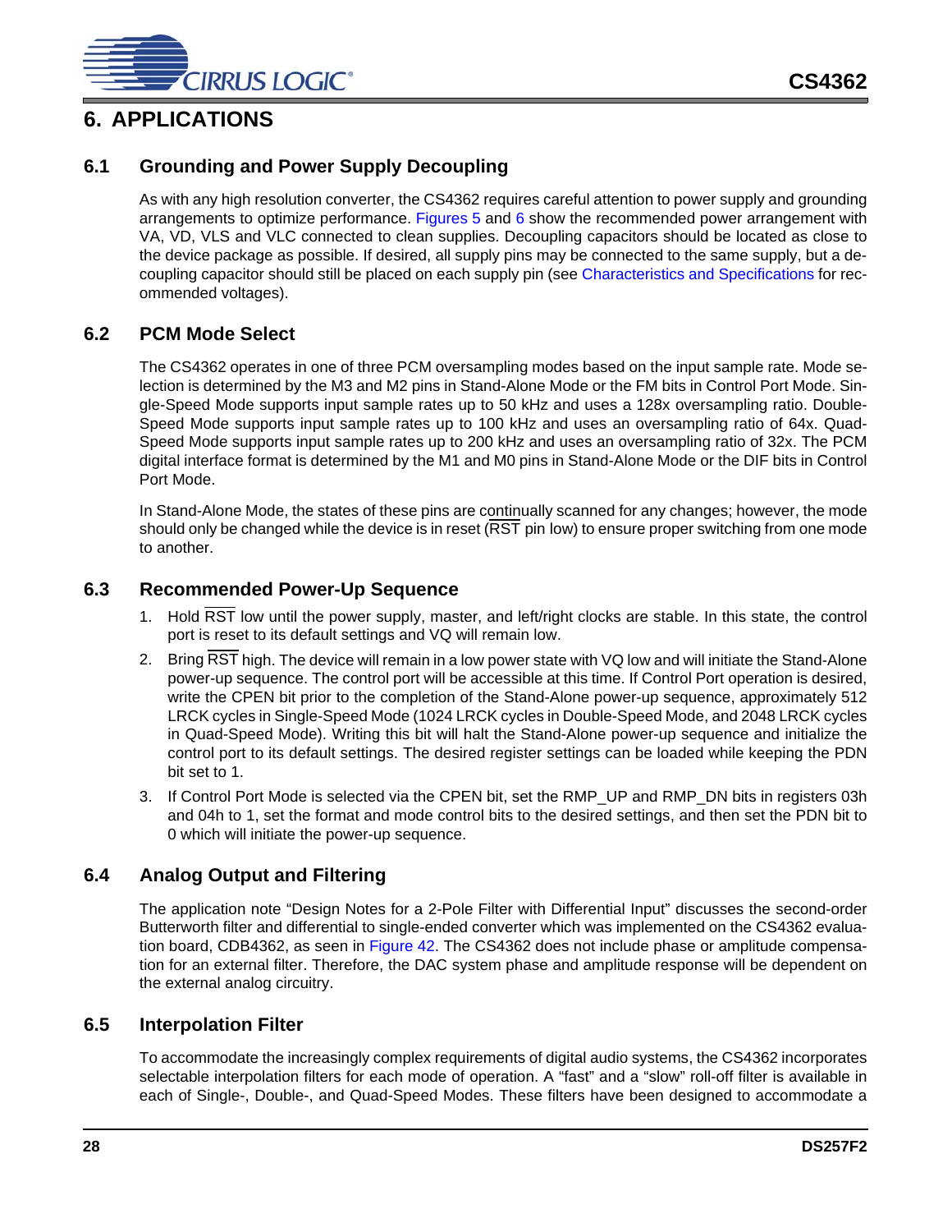# 6. APPLICATIONS

## 6.1 Grounding and Power Supply Decoupling

As with any high resolution converter, the CS4362 requires careful attention to power supply and grounding arrangements to optimize performance. Figures 5 and 6 show the recommended power arrangement with VA, VD, VLS and VLC connected to clean supplies. Decoupling capacitors should be located as close to the device package as possible. If desired, all supply pins may be connected to the same supply, but a decoupling capacitor should still be placed on each supply pin (see Characteristics and Specifications for recommended voltages).

## 6.2 PCM Mode Select

The CS4362 operates in one of three PCM oversampling modes based on the input sample rate. Mode selection is determined by the M3 and M2 pins in Stand-Alone Mode or the FM bits in Control Port Mode. Single-Speed Mode supports input sample rates up to 50 kHz and uses a 128x oversampling ratio. Double-Speed Mode supports input sample rates up to 100 kHz and uses an oversampling ratio of 64x. Quad-Speed Mode supports input sample rates up to 200 kHz and uses an oversampling ratio of 32x. The PCM digital interface format is determined by the M1 and M0 pins in Stand-Alone Mode or the DIF bits in Control Port Mode.

In Stand-Alone Mode, the states of these pins are continually scanned for any changes; however, the mode should only be changed while the device is in reset ($\overline{\text{RST}}$ pin low) to ensure proper switching from one mode to another.

## 6.3 Recommended Power-Up Sequence

1. Hold $\overline{\text{RST}}$ low until the power supply, master, and left/right clocks are stable. In this state, the control port is reset to its default settings and VQ will remain low.
2. Bring $\overline{\text{RST}}$ high. The device will remain in a low power state with VQ low and will initiate the Stand-Alone power-up sequence. The control port will be accessible at this time. If Control Port operation is desired, write the CPEN bit prior to the completion of the Stand-Alone power-up sequence, approximately 512 LRCK cycles in Single-Speed Mode (1024 LRCK cycles in Double-Speed Mode, and 2048 LRCK cycles in Quad-Speed Mode). Writing this bit will halt the Stand-Alone power-up sequence and initialize the control port to its default settings. The desired register settings can be loaded while keeping the PDN bit set to 1.
3. If Control Port Mode is selected via the CPEN bit, set the RMP_UP and RMP_DN bits in registers 03h and 04h to 1, set the format and mode control bits to the desired settings, and then set the PDN bit to 0 which will initiate the power-up sequence.

## 6.4 Analog Output and Filtering

The application note "Design Notes for a 2-Pole Filter with Differential Input" discusses the second-order Butterworth filter and differential to single-ended converter which was implemented on the CS4362 evaluation board, CDB4362, as seen in Figure 42. The CS4362 does not include phase or amplitude compensation for an external filter. Therefore, the DAC system phase and amplitude response will be dependent on the external analog circuitry.

## 6.5 Interpolation Filter

To accommodate the increasingly complex requirements of digital audio systems, the CS4362 incorporates selectable interpolation filters for each mode of operation. A "fast" and a "slow" roll-off filter is available in each of Single-, Double-, and Quad-Speed Modes. These filters have been designed to accommodate a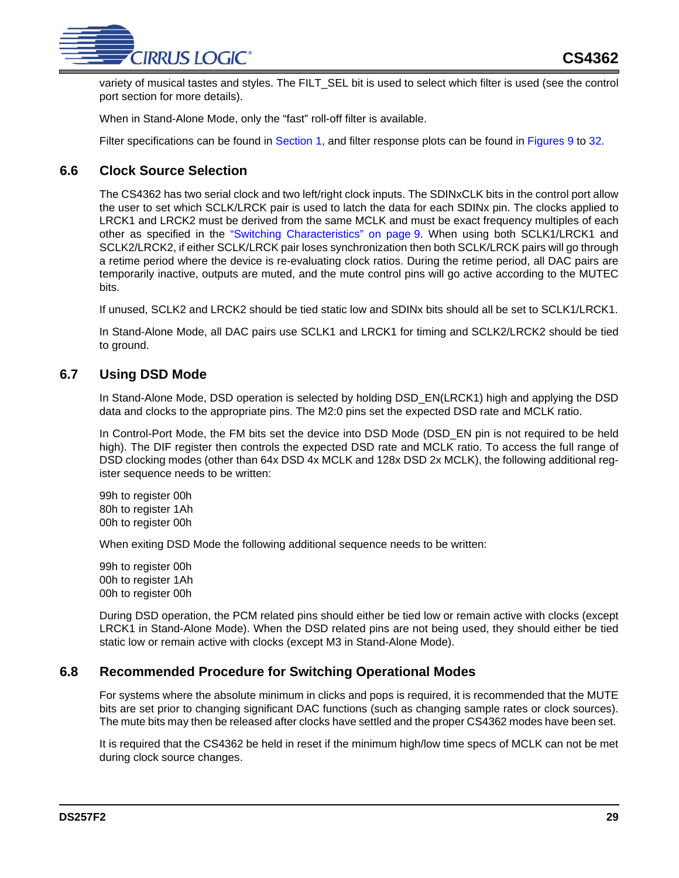variety of musical tastes and styles. The FILT_SEL bit is used to select which filter is used (see the control port section for more details).

When in Stand-Alone Mode, only the “fast” roll-off filter is available.

Filter specifications can be found in Section 1, and filter response plots can be found in Figures 9 to 32.

## 6.6 Clock Source Selection

The CS4362 has two serial clock and two left/right clock inputs. The SDINxCLK bits in the control port allow the user to set which SCLK/LRCK pair is used to latch the data for each SDINx pin. The clocks applied to LRCK1 and LRCK2 must be derived from the same MCLK and must be exact frequency multiples of each other as specified in the “Switching Characteristics” on page 9. When using both SCLK1/LRCK1 and SCLK2/LRCK2, if either SCLK/LRCK pair loses synchronization then both SCLK/LRCK pairs will go through a retime period where the device is re-evaluating clock ratios. During the retime period, all DAC pairs are temporarily inactive, outputs are muted, and the mute control pins will go active according to the MUTEC bits.

If unused, SCLK2 and LRCK2 should be tied static low and SDINx bits should all be set to SCLK1/LRCK1.

In Stand-Alone Mode, all DAC pairs use SCLK1 and LRCK1 for timing and SCLK2/LRCK2 should be tied to ground.

## 6.7 Using DSD Mode

In Stand-Alone Mode, DSD operation is selected by holding DSD_EN(LRCK1) high and applying the DSD data and clocks to the appropriate pins. The M2:0 pins set the expected DSD rate and MCLK ratio.

In Control-Port Mode, the FM bits set the device into DSD Mode (DSD_EN pin is not required to be held high). The DIF register then controls the expected DSD rate and MCLK ratio. To access the full range of DSD clocking modes (other than 64x DSD 4x MCLK and 128x DSD 2x MCLK), the following additional register sequence needs to be written:

99h to register 00h
80h to register 1Ah
00h to register 00h

When exiting DSD Mode the following additional sequence needs to be written:

99h to register 00h
00h to register 1Ah
00h to register 00h

During DSD operation, the PCM related pins should either be tied low or remain active with clocks (except LRCK1 in Stand-Alone Mode). When the DSD related pins are not being used, they should either be tied static low or remain active with clocks (except M3 in Stand-Alone Mode).

## 6.8 Recommended Procedure for Switching Operational Modes

For systems where the absolute minimum in clicks and pops is required, it is recommended that the MUTE bits are set prior to changing significant DAC functions (such as changing sample rates or clock sources). The mute bits may then be released after clocks have settled and the proper CS4362 modes have been set.

It is required that the CS4362 be held in reset if the minimum high/low time specs of MCLK can not be met during clock source changes.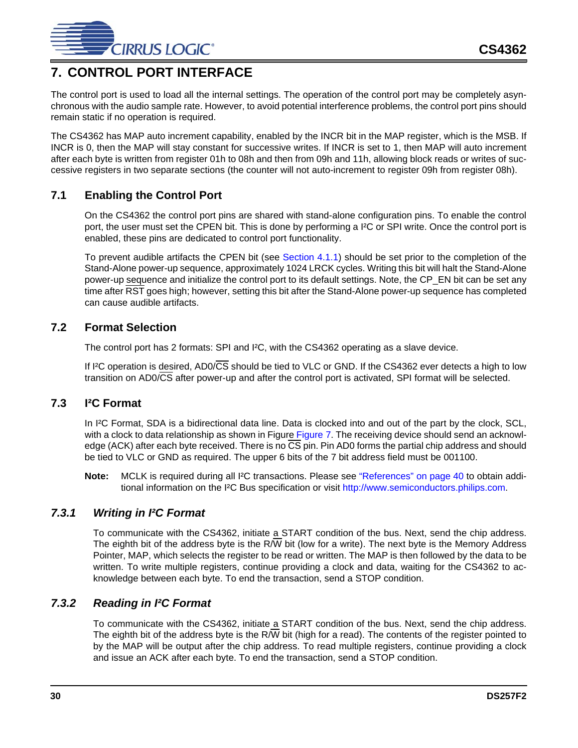# 7. CONTROL PORT INTERFACE

The control port is used to load all the internal settings. The operation of the control port may be completely asynchronous with the audio sample rate. However, to avoid potential interference problems, the control port pins should remain static if no operation is required.

The CS4362 has MAP auto increment capability, enabled by the INCR bit in the MAP register, which is the MSB. If INCR is 0, then the MAP will stay constant for successive writes. If INCR is set to 1, then MAP will auto increment after each byte is written from register 01h to 08h and then from 09h and 11h, allowing block reads or writes of successive registers in two separate sections (the counter will not auto-increment to register 09h from register 08h).

## 7.1 Enabling the Control Port

On the CS4362 the control port pins are shared with stand-alone configuration pins. To enable the control port, the user must set the CPEN bit. This is done by performing a I²C or SPI write. Once the control port is enabled, these pins are dedicated to control port functionality.

To prevent audible artifacts the CPEN bit (see Section 4.1.1) should be set prior to the completion of the Stand-Alone power-up sequence, approximately 1024 LRCK cycles. Writing this bit will halt the Stand-Alone power-up sequence and initialize the control port to its default settings. Note, the CP_EN bit can be set any time after RST goes high; however, setting this bit after the Stand-Alone power-up sequence has completed can cause audible artifacts.

## 7.2 Format Selection

The control port has 2 formats: SPI and I²C, with the CS4362 operating as a slave device.

If I²C operation is desired, AD0/CS should be tied to VLC or GND. If the CS4362 ever detects a high to low transition on AD0/CS after power-up and after the control port is activated, SPI format will be selected.

## 7.3 I²C Format

In I²C Format, SDA is a bidirectional data line. Data is clocked into and out of the part by the clock, SCL, with a clock to data relationship as shown in Figure Figure 7. The receiving device should send an acknowledge (ACK) after each byte received. There is no CS pin. Pin AD0 forms the partial chip address and should be tied to VLC or GND as required. The upper 6 bits of the 7 bit address field must be 001100.

**Note:** MCLK is required during all I²C transactions. Please see "References" on page 40 to obtain additional information on the I²C Bus specification or visit http://www.semiconductors.philips.com.

### *7.3.1 Writing in I²C Format*

To communicate with the CS4362, initiate a START condition of the bus. Next, send the chip address. The eighth bit of the address byte is the R/W bit (low for a write). The next byte is the Memory Address Pointer, MAP, which selects the register to be read or written. The MAP is then followed by the data to be written. To write multiple registers, continue providing a clock and data, waiting for the CS4362 to acknowledge between each byte. To end the transaction, send a STOP condition.

### *7.3.2 Reading in I²C Format*

To communicate with the CS4362, initiate a START condition of the bus. Next, send the chip address. The eighth bit of the address byte is the R/W bit (high for a read). The contents of the register pointed to by the MAP will be output after the chip address. To read multiple registers, continue providing a clock and issue an ACK after each byte. To end the transaction, send a STOP condition.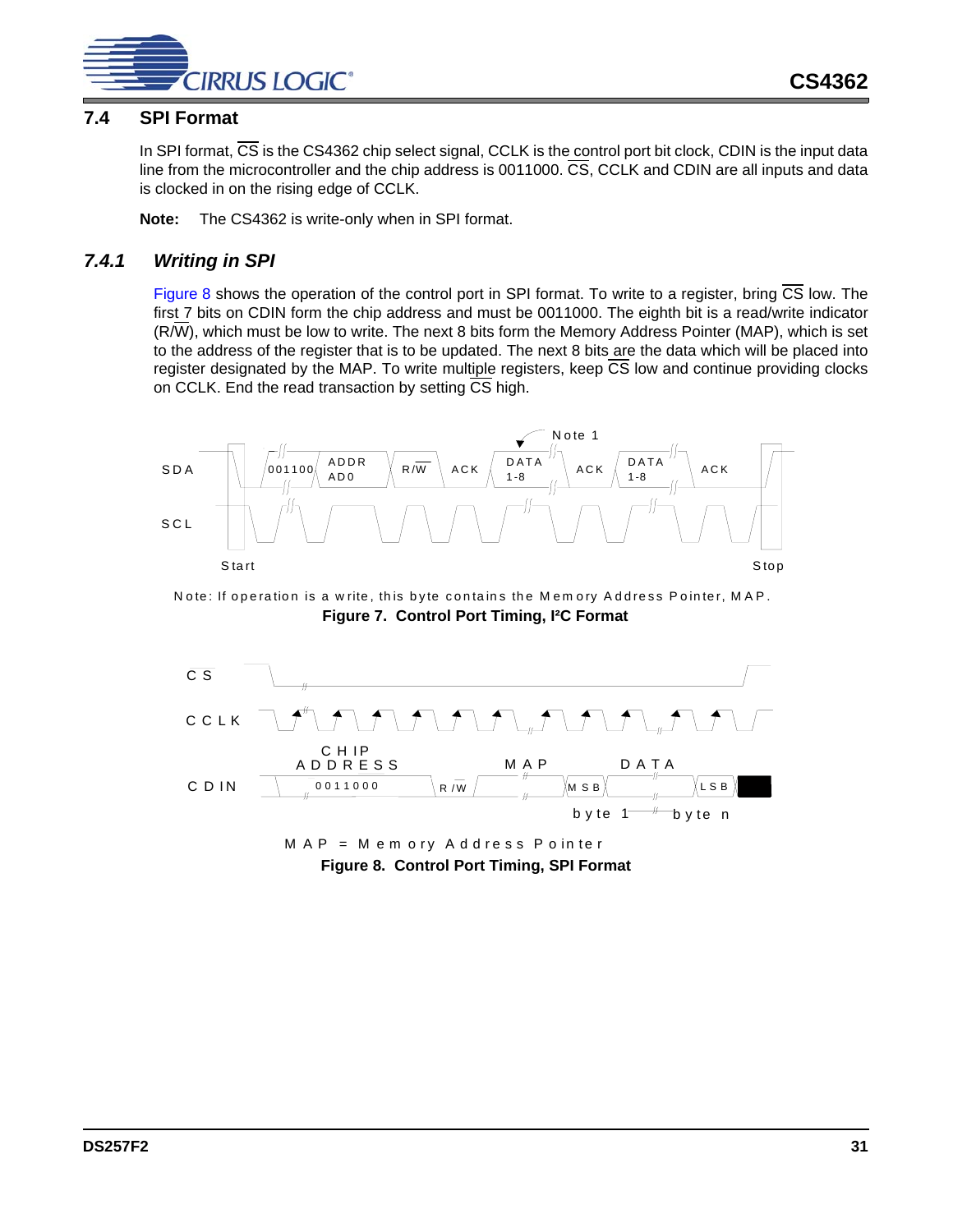## 7.4 SPI Format

In SPI format, $\overline{CS}$ is the CS4362 chip select signal, CCLK is the control port bit clock, CDIN is the input data line from the microcontroller and the chip address is 0011000. $\overline{CS}$, CCLK and CDIN are all inputs and data is clocked in on the rising edge of CCLK.

**Note:** The CS4362 is write-only when in SPI format.

### *7.4.1 Writing in SPI*

Figure 8 shows the operation of the control port in SPI format. To write to a register, bring $\overline{CS}$ low. The first 7 bits on CDIN form the chip address and must be 0011000. The eighth bit is a read/write indicator (R/$\overline{W}$), which must be low to write. The next 8 bits form the Memory Address Pointer (MAP), which is set to the address of the register that is to be updated. The next 8 bits are the data which will be placed into register designated by the MAP. To write multiple registers, keep $\overline{CS}$ low and continue providing clocks on CCLK. End the read transaction by setting $\overline{CS}$ high.

Note: If operation is a write, this byte contains the Memory Address Pointer, MAP.

**Figure 7. Control Port Timing, I²C Format**

MAP = Memory Address Pointer

**Figure 8. Control Port Timing, SPI Format**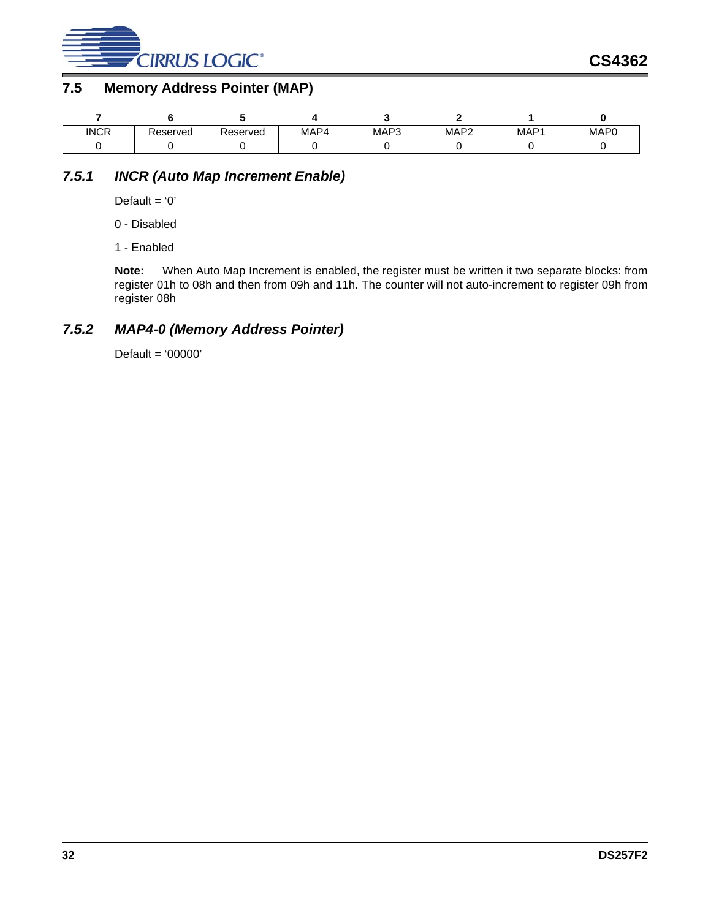## 7.5 Memory Address Pointer (MAP)

| 7 | 6 | 5 | 4 | 3 | 2 | 1 | 0 |
|---|---|---|---|---|---|---|---|
| INCR | Reserved | Reserved | MAP4 | MAP3 | MAP2 | MAP1 | MAP0 |
| 0 | 0 | 0 | 0 | 0 | 0 | 0 | 0 |

### *7.5.1 INCR (Auto Map Increment Enable)*

Default = ‘0’

0 - Disabled

1 - Enabled

**Note:** When Auto Map Increment is enabled, the register must be written it two separate blocks: from register 01h to 08h and then from 09h and 11h. The counter will not auto-increment to register 09h from register 08h

### *7.5.2 MAP4-0 (Memory Address Pointer)*

Default = ‘00000’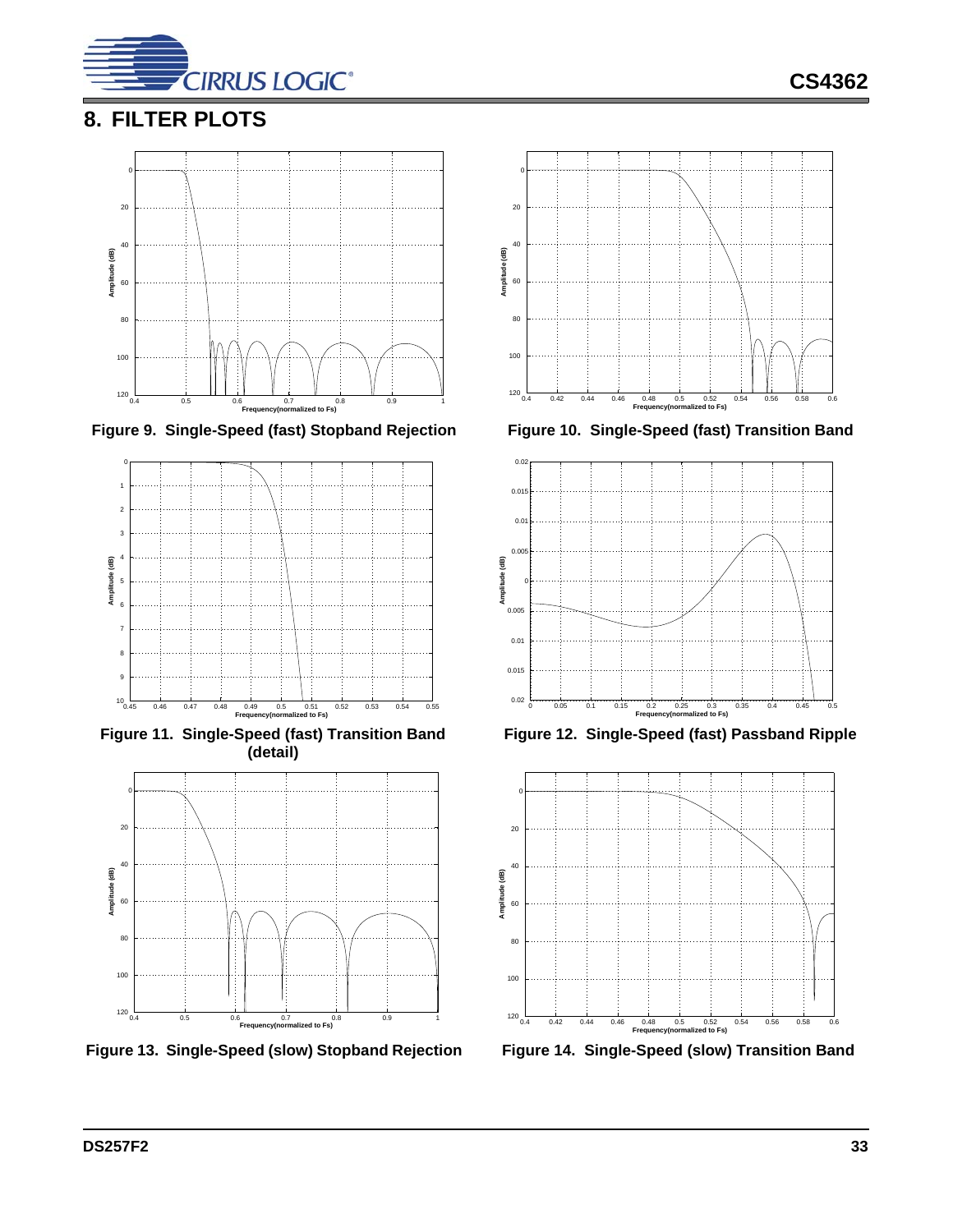## 8. FILTER PLOTS

Figure 9. Single-Speed (fast) Stopband Rejection

Figure 10. Single-Speed (fast) Transition Band

Figure 11. Single-Speed (fast) Transition Band (detail)

Figure 12. Single-Speed (fast) Passband Ripple

Figure 13. Single-Speed (slow) Stopband Rejection

Figure 14. Single-Speed (slow) Transition Band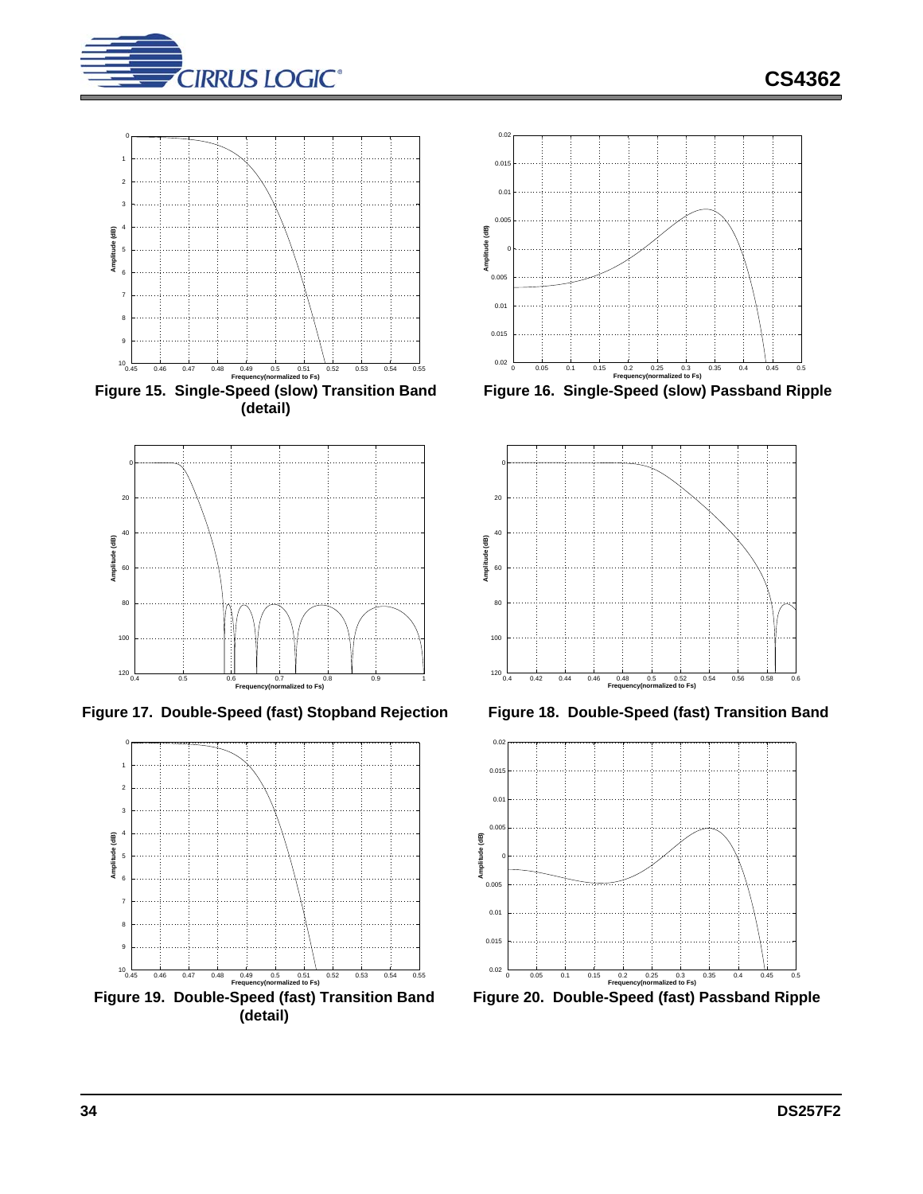Figure 15. Single-Speed (slow) Transition Band (detail)

Figure 16. Single-Speed (slow) Passband Ripple

Figure 17. Double-Speed (fast) Stopband Rejection

Figure 18. Double-Speed (fast) Transition Band

Figure 19. Double-Speed (fast) Transition Band (detail)

Figure 20. Double-Speed (fast) Passband Ripple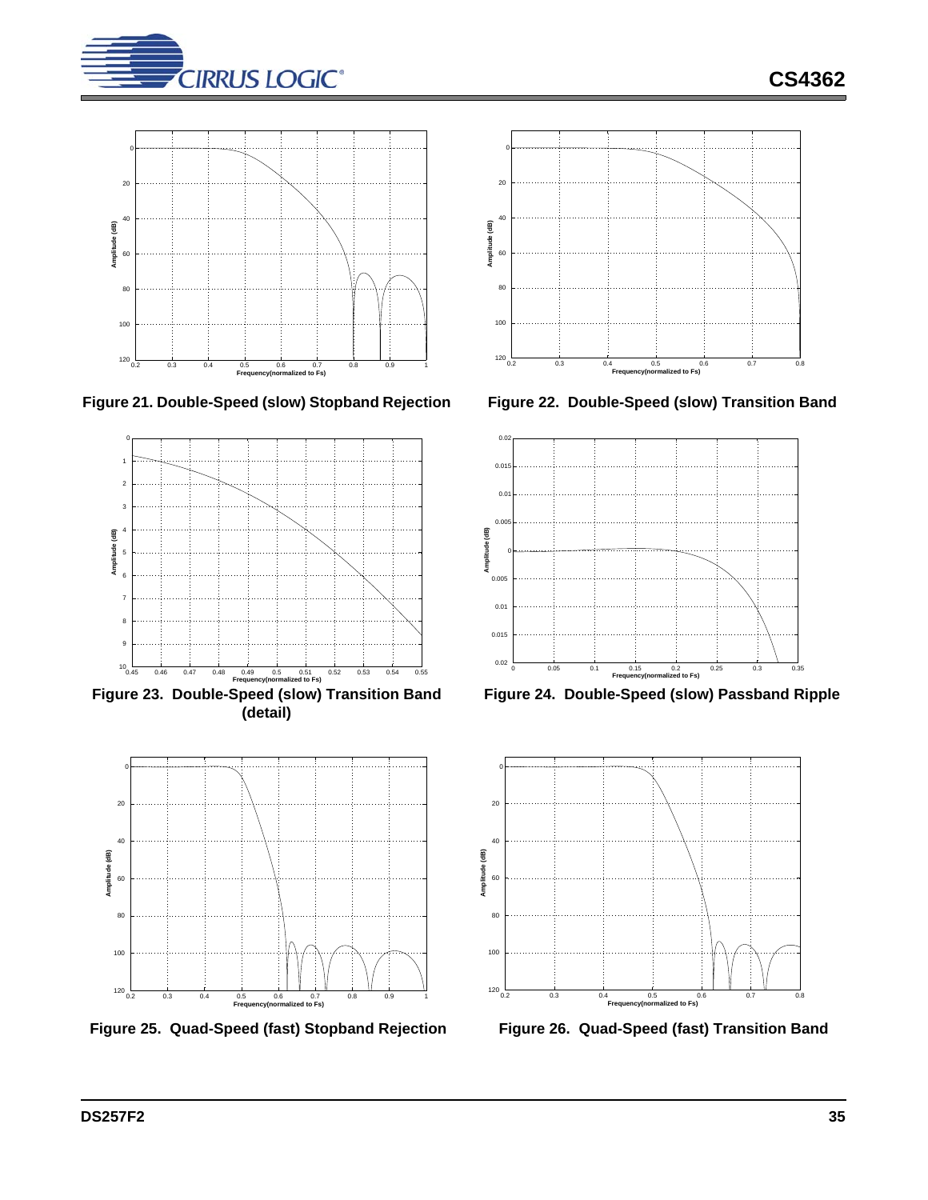Figure 21. Double-Speed (slow) Stopband Rejection

Figure 22. Double-Speed (slow) Transition Band

Figure 23. Double-Speed (slow) Transition Band (detail)

Figure 24. Double-Speed (slow) Passband Ripple

Figure 25. Quad-Speed (fast) Stopband Rejection

Figure 26. Quad-Speed (fast) Transition Band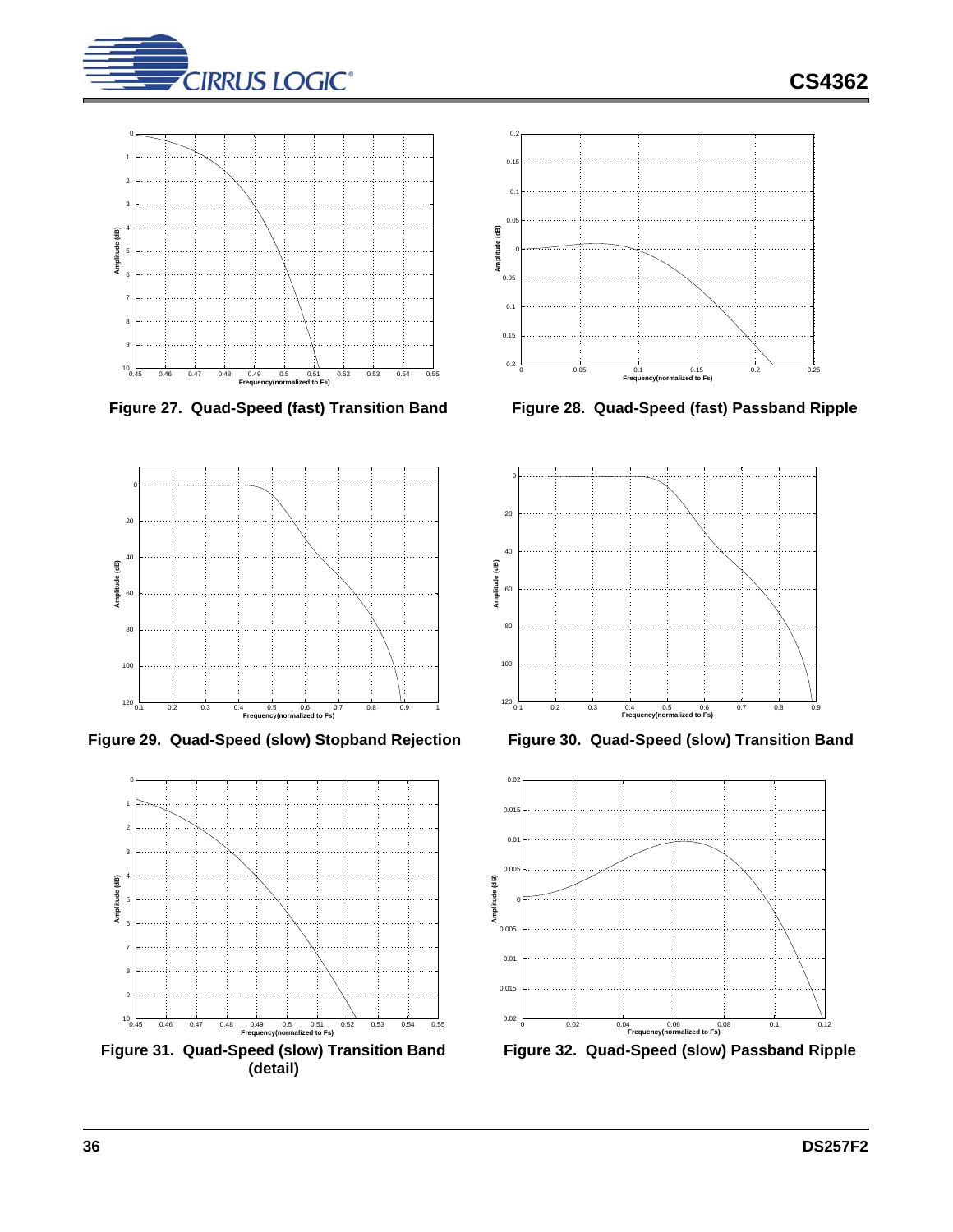Figure 27. Quad-Speed (fast) Transition Band

Figure 28. Quad-Speed (fast) Passband Ripple

Figure 29. Quad-Speed (slow) Stopband Rejection

Figure 30. Quad-Speed (slow) Transition Band

Figure 31. Quad-Speed (slow) Transition Band (detail)

Figure 32. Quad-Speed (slow) Passband Ripple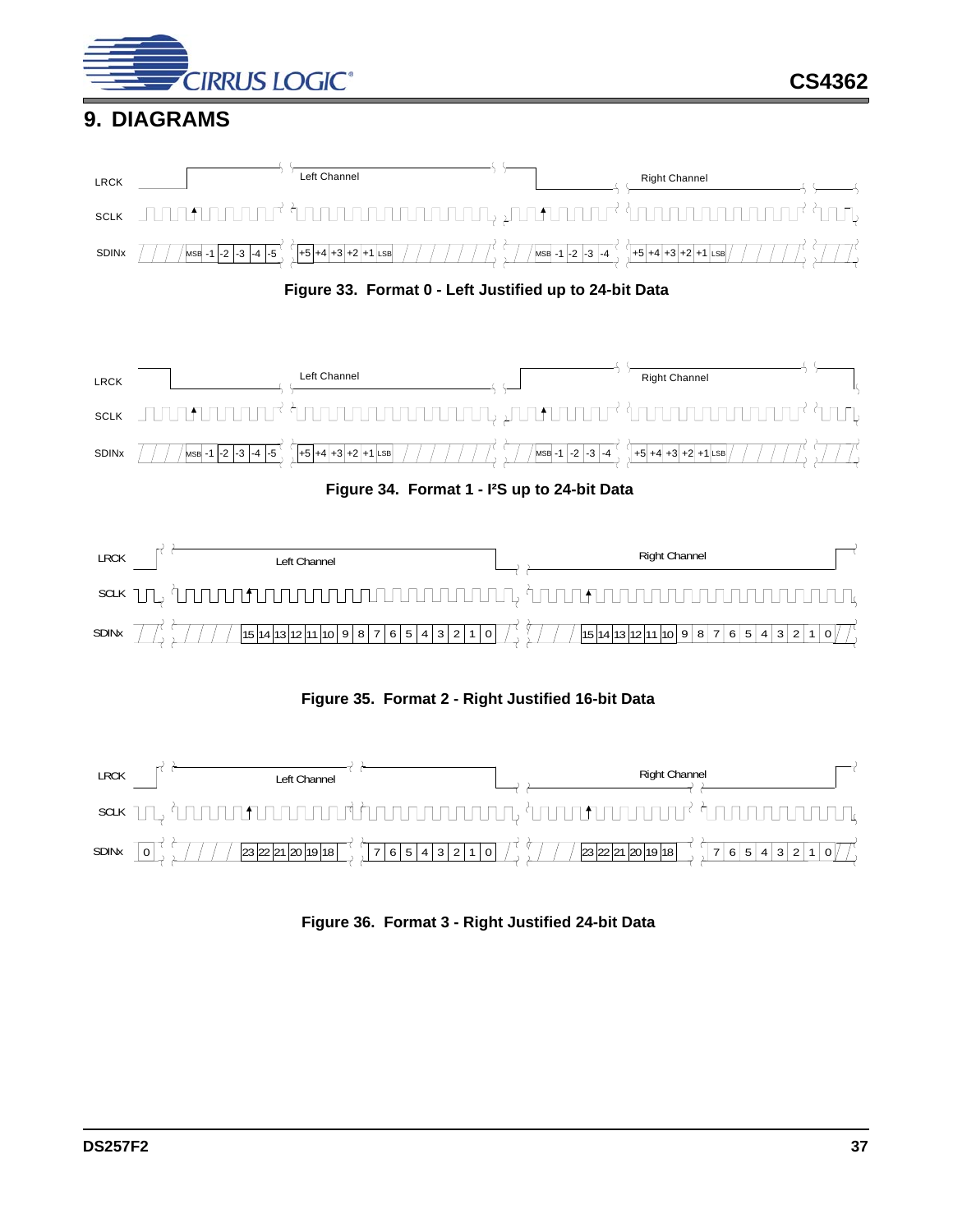# 9. DIAGRAMS

LRCK

Left Channel

Right Channel

SCLK

SDINx

MSB -1 -2 -3 -4 -5 +5 +4 +3 +2 +1 LSB MSB -1 -2 -3 -4 +5 +4 +3 +2 +1 LSB

**Figure 33. Format 0 - Left Justified up to 24-bit Data**

LRCK

Left Channel

Right Channel

SCLK

SDINx

MSB -1 -2 -3 -4 -5 +5 +4 +3 +2 +1 LSB MSB -1 -2 -3 -4 +5 +4 +3 +2 +1 LSB

**Figure 34. Format 1 - I²S up to 24-bit Data**

LRCK

Left Channel

Right Channel

SCLK

SDINx

15 14 13 12 11 10 9 8 7 6 5 4 3 2 1 0 15 14 13 12 11 10 9 8 7 6 5 4 3 2 1 0

**Figure 35. Format 2 - Right Justified 16-bit Data**

LRCK

Left Channel

Right Channel

SCLK

SDINx

0 23 22 21 20 19 18 7 6 5 4 3 2 1 0 23 22 21 20 19 18 7 6 5 4 3 2 1 0

**Figure 36. Format 3 - Right Justified 24-bit Data**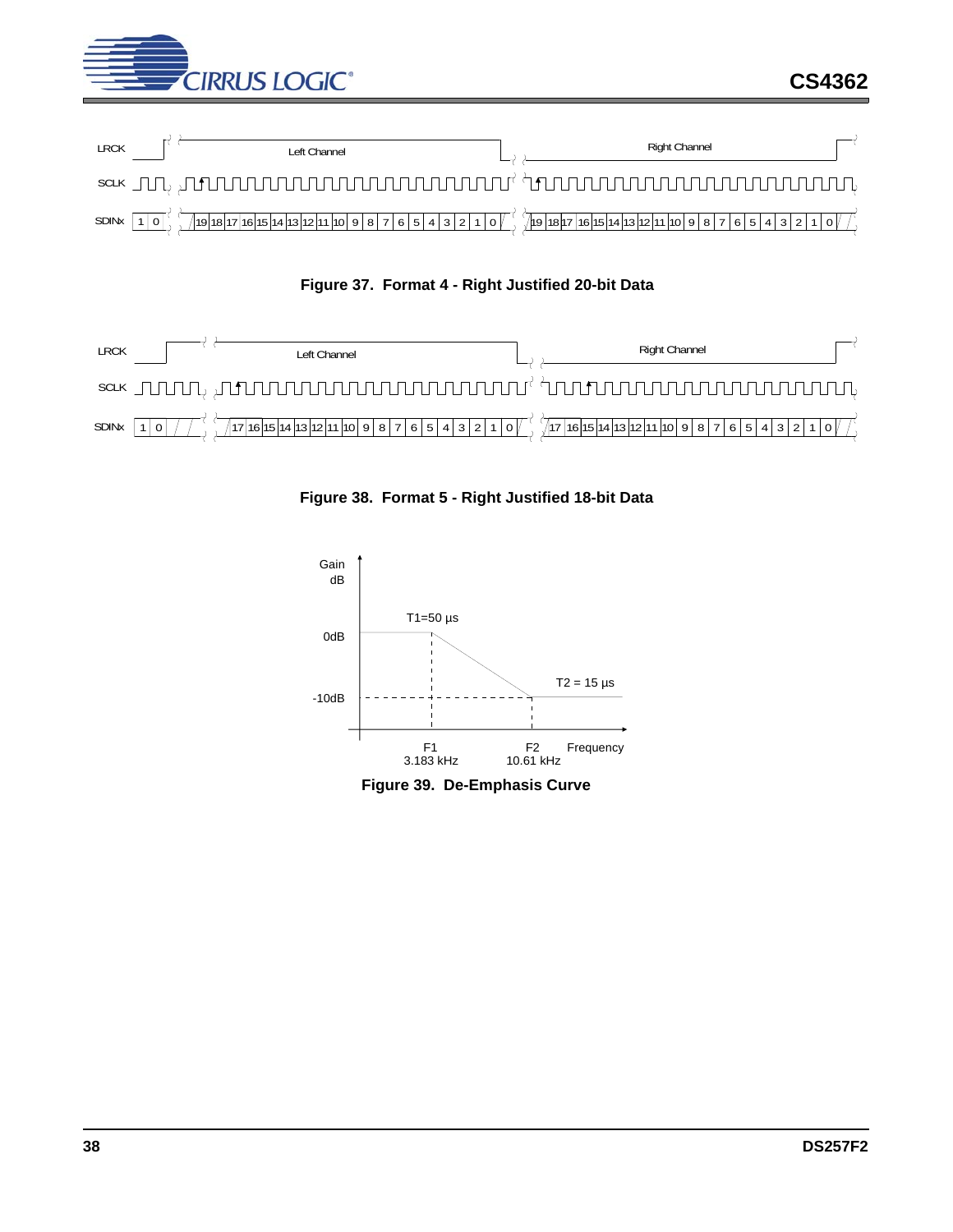Figure 37. Format 4 - Right Justified 20-bit Data

Figure 38. Format 5 - Right Justified 18-bit Data

Figure 39. De-Emphasis Curve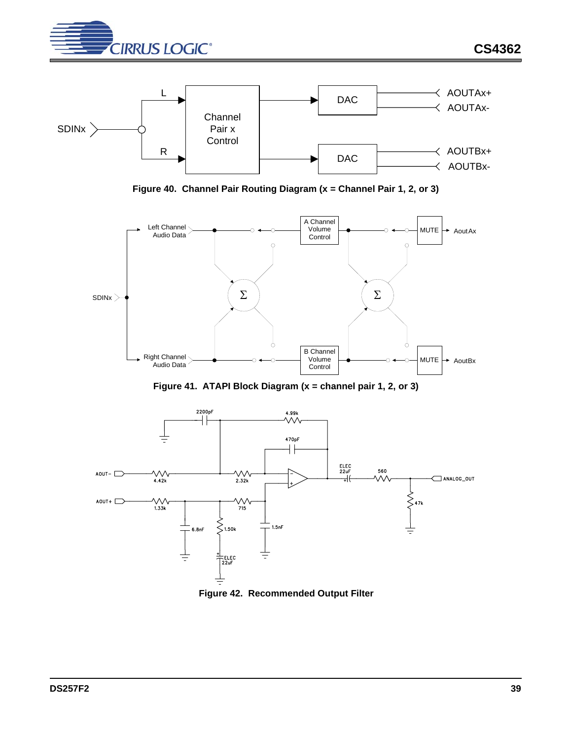Figure 40. Channel Pair Routing Diagram (x = Channel Pair 1, 2, or 3)

Figure 41. ATAPI Block Diagram (x = channel pair 1, 2, or 3)

Figure 42. Recommended Output Filter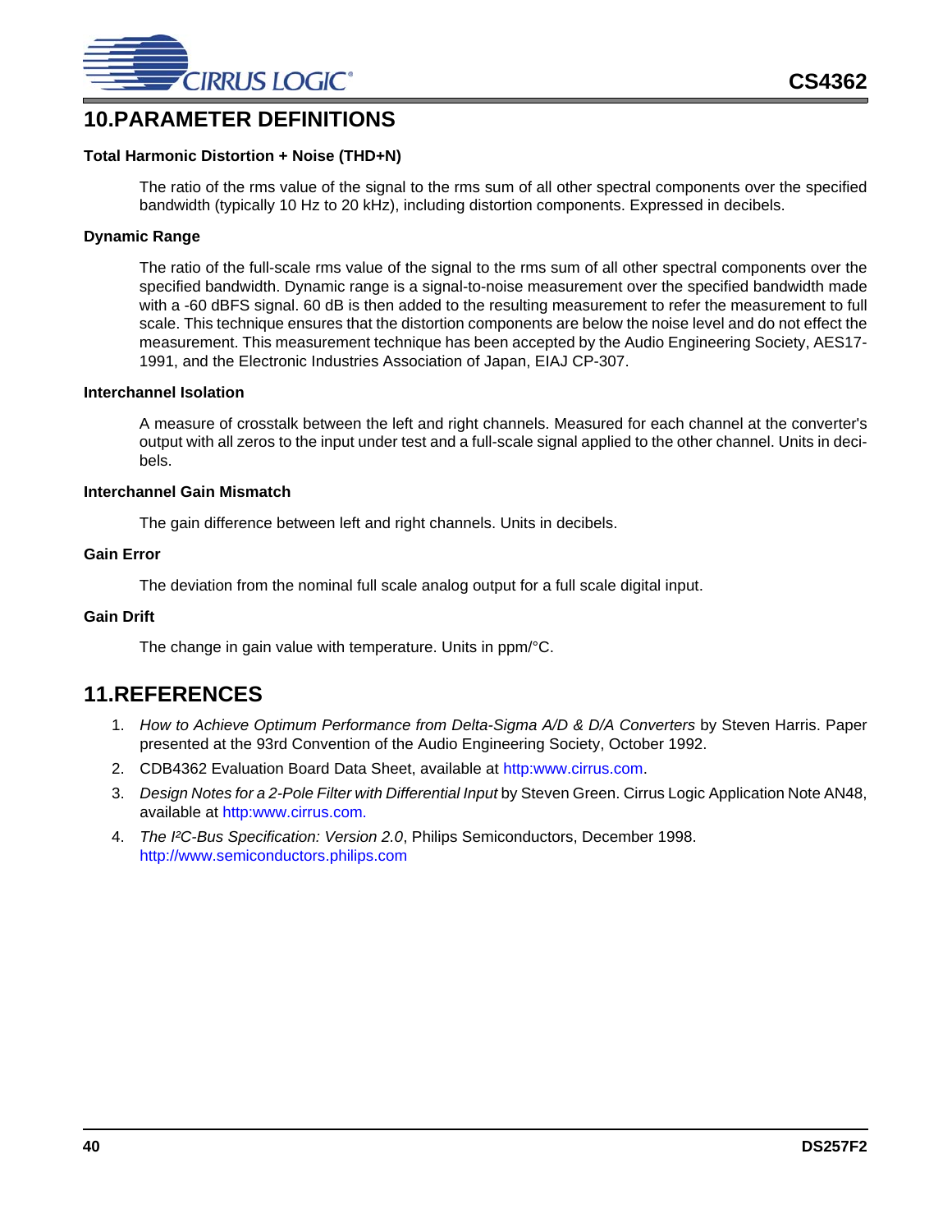## 10.PARAMETER DEFINITIONS

### Total Harmonic Distortion + Noise (THD+N)

The ratio of the rms value of the signal to the rms sum of all other spectral components over the specified bandwidth (typically 10 Hz to 20 kHz), including distortion components. Expressed in decibels.

### Dynamic Range

The ratio of the full-scale rms value of the signal to the rms sum of all other spectral components over the specified bandwidth. Dynamic range is a signal-to-noise measurement over the specified bandwidth made with a -60 dBFS signal. 60 dB is then added to the resulting measurement to refer the measurement to full scale. This technique ensures that the distortion components are below the noise level and do not effect the measurement. This measurement technique has been accepted by the Audio Engineering Society, AES17-1991, and the Electronic Industries Association of Japan, EIAJ CP-307.

### Interchannel Isolation

A measure of crosstalk between the left and right channels. Measured for each channel at the converter's output with all zeros to the input under test and a full-scale signal applied to the other channel. Units in decibels.

### Interchannel Gain Mismatch

The gain difference between left and right channels. Units in decibels.

### Gain Error

The deviation from the nominal full scale analog output for a full scale digital input.

### Gain Drift

The change in gain value with temperature. Units in ppm/°C.

## 11.REFERENCES

1. *How to Achieve Optimum Performance from Delta-Sigma A/D & D/A Converters* by Steven Harris. Paper presented at the 93rd Convention of the Audio Engineering Society, October 1992.
2. CDB4362 Evaluation Board Data Sheet, available at http:www.cirrus.com.
3. *Design Notes for a 2-Pole Filter with Differential Input* by Steven Green. Cirrus Logic Application Note AN48, available at http:www.cirrus.com.
4. *The I²C-Bus Specification: Version 2.0*, Philips Semiconductors, December 1998. http://www.semiconductors.philips.com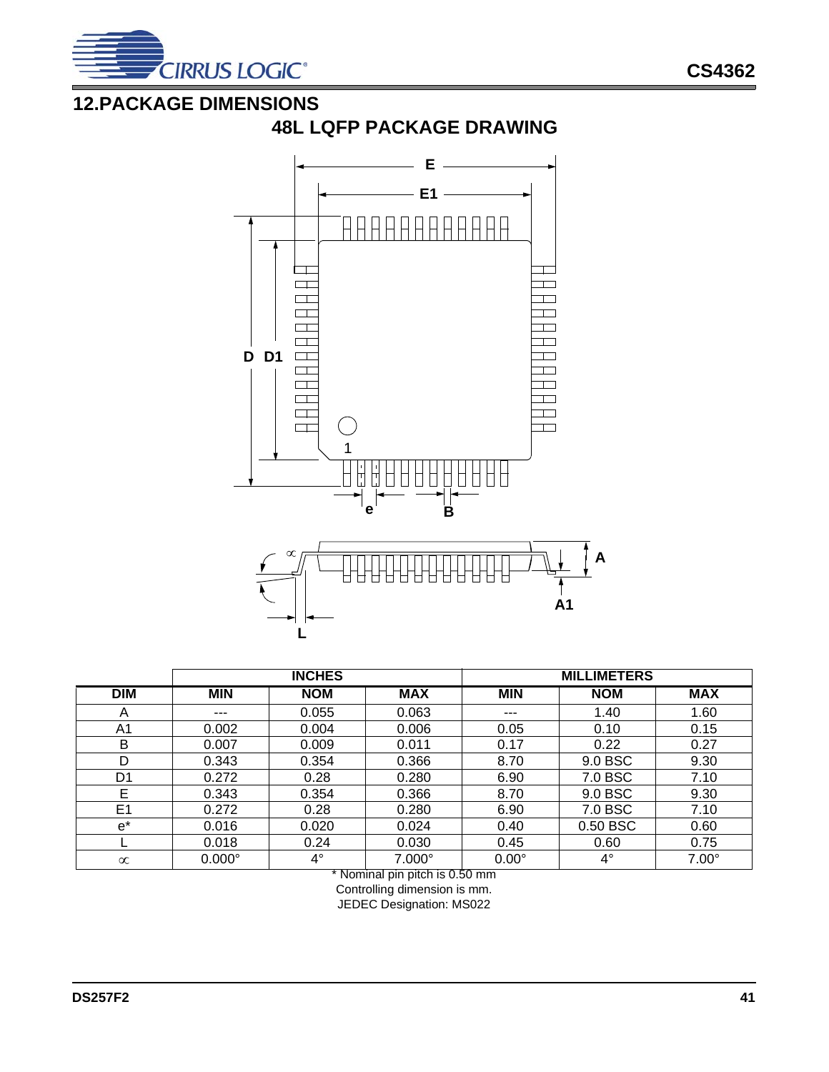## 12.PACKAGE DIMENSIONS

### 48L LQFP PACKAGE DRAWING

| | INCHES | | | MILLIMETERS | | |
|---|---|---|---|---|---|---|
| DIM | MIN | NOM | MAX | MIN | NOM | MAX |
| A | --- | 0.055 | 0.063 | --- | 1.40 | 1.60 |
| A1 | 0.002 | 0.004 | 0.006 | 0.05 | 0.10 | 0.15 |
| B | 0.007 | 0.009 | 0.011 | 0.17 | 0.22 | 0.27 |
| D | 0.343 | 0.354 | 0.366 | 8.70 | 9.0 BSC | 9.30 |
| D1 | 0.272 | 0.28 | 0.280 | 6.90 | 7.0 BSC | 7.10 |
| E | 0.343 | 0.354 | 0.366 | 8.70 | 9.0 BSC | 9.30 |
| E1 | 0.272 | 0.28 | 0.280 | 6.90 | 7.0 BSC | 7.10 |
| e* | 0.016 | 0.020 | 0.024 | 0.40 | 0.50 BSC | 0.60 |
| L | 0.018 | 0.24 | 0.030 | 0.45 | 0.60 | 0.75 |
| ∝ | 0.000° | 4° | 7.000° | 0.00° | 4° | 7.00° |

\* Nominal pin pitch is 0.50 mm

Controlling dimension is mm.

JEDEC Designation: MS022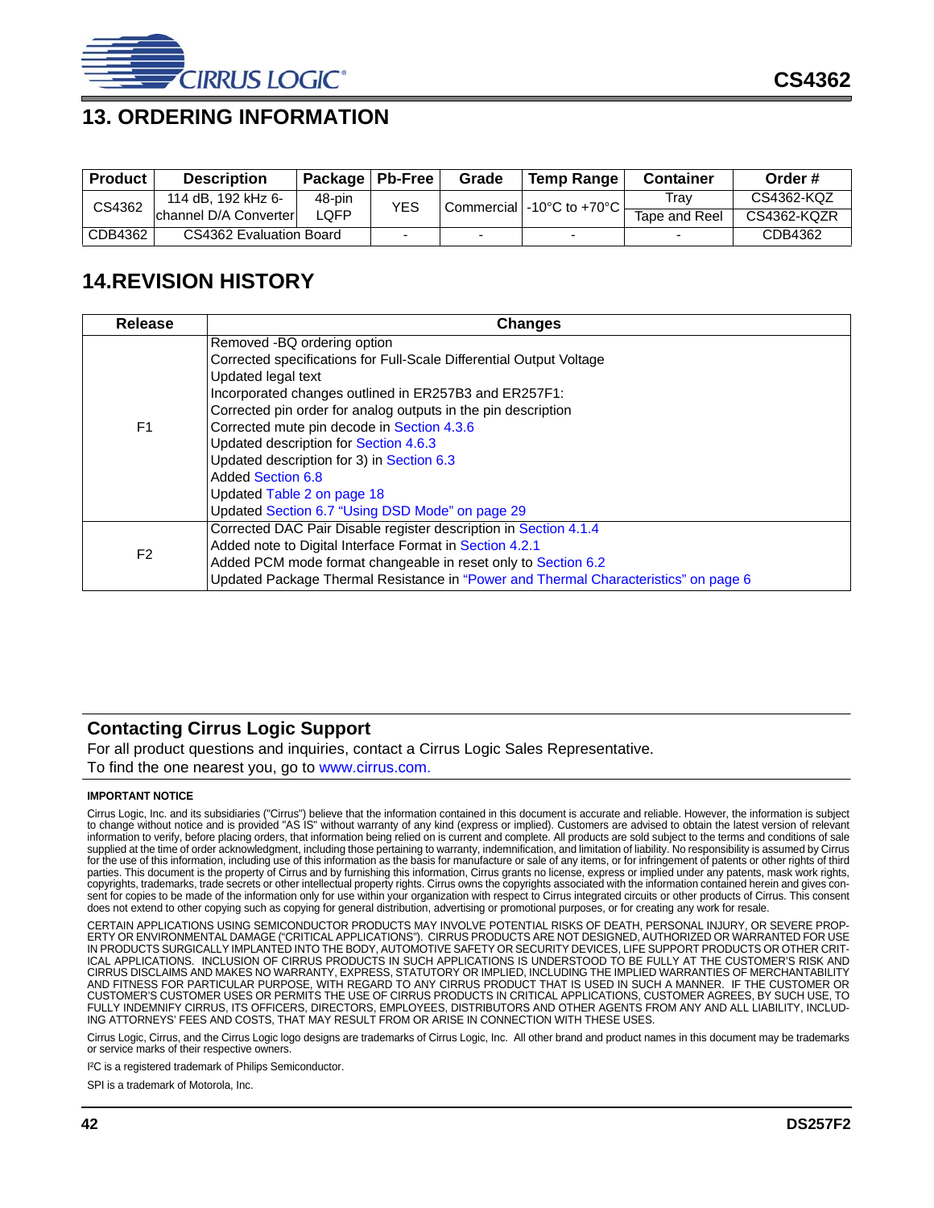## 13. ORDERING INFORMATION

| Product | Description | Package | Pb-Free | Grade | Temp Range | Container | Order # |
|---|---|---|---|---|---|---|---|
| CS4362 | 114 dB, 192 kHz 6-channel D/A Converter | 48-pin LQFP | YES | Commercial | -10°C to +70°C | Tray | CS4362-KQZ |
| | | | | | | Tape and Reel | CS4362-KQZR |
| CDB4362 | CS4362 Evaluation Board | | - | - | - | - | CDB4362 |

## 14.REVISION HISTORY

| Release | Changes |
|---|---|
| F1 | Removed -BQ ordering option<br>Corrected specifications for Full-Scale Differential Output Voltage<br>Updated legal text<br>Incorporated changes outlined in ER257B3 and ER257F1:<br>Corrected pin order for analog outputs in the pin description<br>Corrected mute pin decode in Section 4.3.6<br>Updated description for Section 4.6.3<br>Updated description for 3) in Section 6.3<br>Added Section 6.8<br>Updated Table 2 on page 18<br>Updated Section 6.7 "Using DSD Mode" on page 29 |
| F2 | Corrected DAC Pair Disable register description in Section 4.1.4<br>Added note to Digital Interface Format in Section 4.2.1<br>Added PCM mode format changeable in reset only to Section 6.2<br>Updated Package Thermal Resistance in "Power and Thermal Characteristics" on page 6 |

### Contacting Cirrus Logic Support

For all product questions and inquiries, contact a Cirrus Logic Sales Representative.
To find the one nearest you, go to www.cirrus.com.

**IMPORTANT NOTICE**

Cirrus Logic, Inc. and its subsidiaries ("Cirrus") believe that the information contained in this document is accurate and reliable. However, the information is subject to change without notice and is provided "AS IS" without warranty of any kind (express or implied). Customers are advised to obtain the latest version of relevant information to verify, before placing orders, that information being relied on is current and complete. All products are sold subject to the terms and conditions of sale supplied at the time of order acknowledgment, including those pertaining to warranty, indemnification, and limitation of liability. No responsibility is assumed by Cirrus for the use of this information, including use of this information as the basis for manufacture or sale of any items, or for infringement of patents or other rights of third parties. This document is the property of Cirrus and by furnishing this information, Cirrus grants no license, express or implied under any patents, mask work rights, copyrights, trademarks, trade secrets or other intellectual property rights. Cirrus owns the copyrights associated with the information contained herein and gives consent for copies to be made of the information only for use within your organization with respect to Cirrus integrated circuits or other products of Cirrus. This consent does not extend to other copying such as copying for general distribution, advertising or promotional purposes, or for creating any work for resale.

CERTAIN APPLICATIONS USING SEMICONDUCTOR PRODUCTS MAY INVOLVE POTENTIAL RISKS OF DEATH, PERSONAL INJURY, OR SEVERE PROPERTY OR ENVIRONMENTAL DAMAGE ("CRITICAL APPLICATIONS"). CIRRUS PRODUCTS ARE NOT DESIGNED, AUTHORIZED OR WARRANTED FOR USE IN PRODUCTS SURGICALLY IMPLANTED INTO THE BODY, AUTOMOTIVE SAFETY OR SECURITY DEVICES, LIFE SUPPORT PRODUCTS OR OTHER CRITICAL APPLICATIONS. INCLUSION OF CIRRUS PRODUCTS IN SUCH APPLICATIONS IS UNDERSTOOD TO BE FULLY AT THE CUSTOMER'S RISK AND CIRRUS DISCLAIMS AND MAKES NO WARRANTY, EXPRESS, STATUTORY OR IMPLIED, INCLUDING THE IMPLIED WARRANTIES OF MERCHANTABILITY AND FITNESS FOR PARTICULAR PURPOSE, WITH REGARD TO ANY CIRRUS PRODUCT THAT IS USED IN SUCH A MANNER. IF THE CUSTOMER OR CUSTOMER'S CUSTOMER USES OR PERMITS THE USE OF CIRRUS PRODUCTS IN CRITICAL APPLICATIONS, CUSTOMER AGREES, BY SUCH USE, TO FULLY INDEMNIFY CIRRUS, ITS OFFICERS, DIRECTORS, EMPLOYEES, DISTRIBUTORS AND OTHER AGENTS FROM ANY AND ALL LIABILITY, INCLUDING ATTORNEYS' FEES AND COSTS, THAT MAY RESULT FROM OR ARISE IN CONNECTION WITH THESE USES.

Cirrus Logic, Cirrus, and the Cirrus Logic logo designs are trademarks of Cirrus Logic, Inc. All other brand and product names in this document may be trademarks or service marks of their respective owners.

I²C is a registered trademark of Philips Semiconductor.

SPI is a trademark of Motorola, Inc.